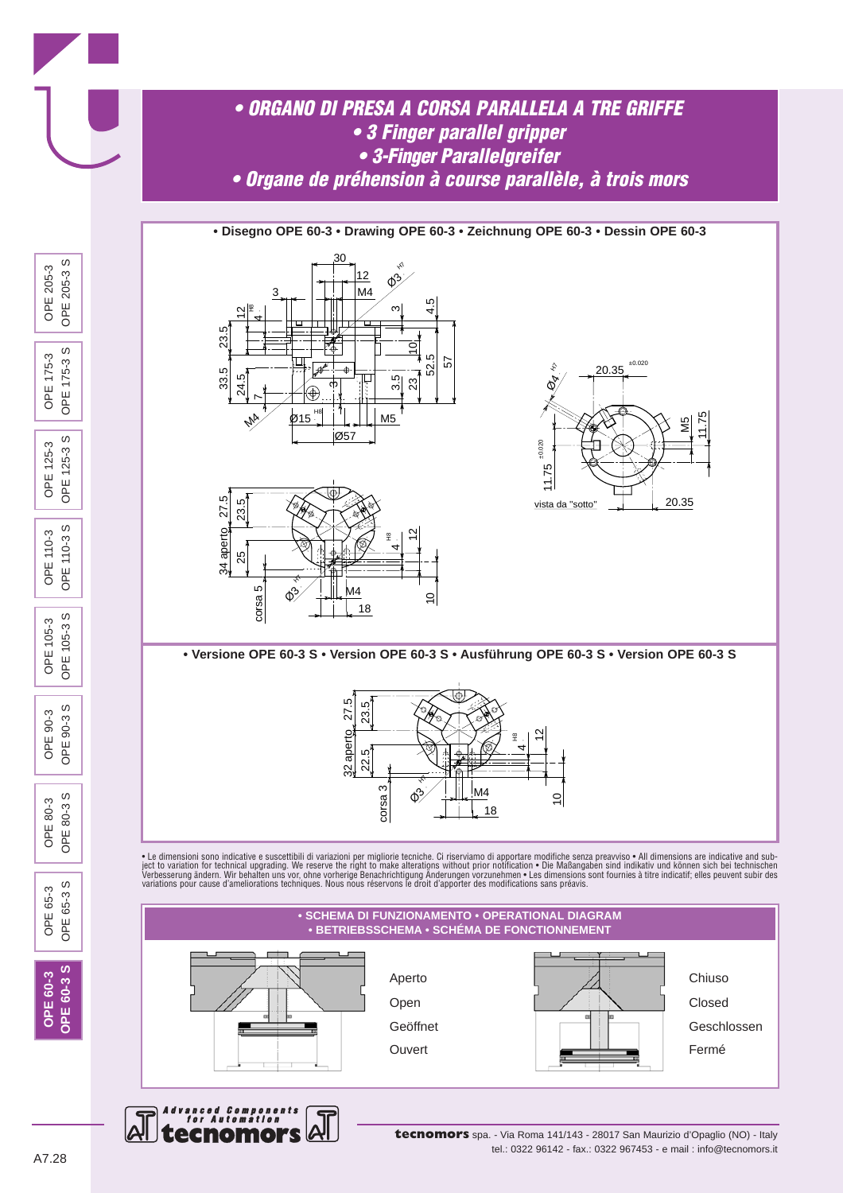# • ORGANO DI PRESA A CORSA PARALLELA A TRE GRIFFE
## • 3 Finger parallel gripper
## • 3-Finger Parallelgreifer
## • Organe de préhension à course parallèle, à trois mors

**• Disegno OPE 60-3 • Drawing OPE 60-3 • Zeichnung OPE 60-3 • Dessin OPE 60-3**

**• Versione OPE 60-3 S • Version OPE 60-3 S • Ausführung OPE 60-3 S • Version OPE 60-3 S**

• Le dimensioni sono indicative e suscettibili di variazioni per migliorie tecniche. Ci riserviamo di apportare modifiche senza preavviso • All dimensions are indicative and subject to variation for technical upgrading. We reserve the right to make alterations without prior notification • Die Maßangaben sind indikativ und können sich bei technischen Verbesserung ändern. Wir behalten uns vor, ohne vorherige Benachrichtigung Änderungen vorzunehmen • Les dimensions sont fournies à titre indicatif; elles peuvent subir des variations pour cause d'ameliorations techniques. Nous nous réservons le droit d'apporter des modifications sans préavis.

**• SCHEMA DI FUNZIONAMENTO • OPERATIONAL DIAGRAM • BETRIEBSSCHEMA • SCHÉMA DE FONCTIONNEMENT**

Aperto
Open
Geöffnet
Ouvert

Chiuso
Closed
Geschlossen
Fermé

**tecnomors** spa. - Via Roma 141/143 - 28017 San Maurizio d'Opaglio (NO) - Italy
tel.: 0322 96142 - fax.: 0322 967453 - e mail : info@tecnomors.it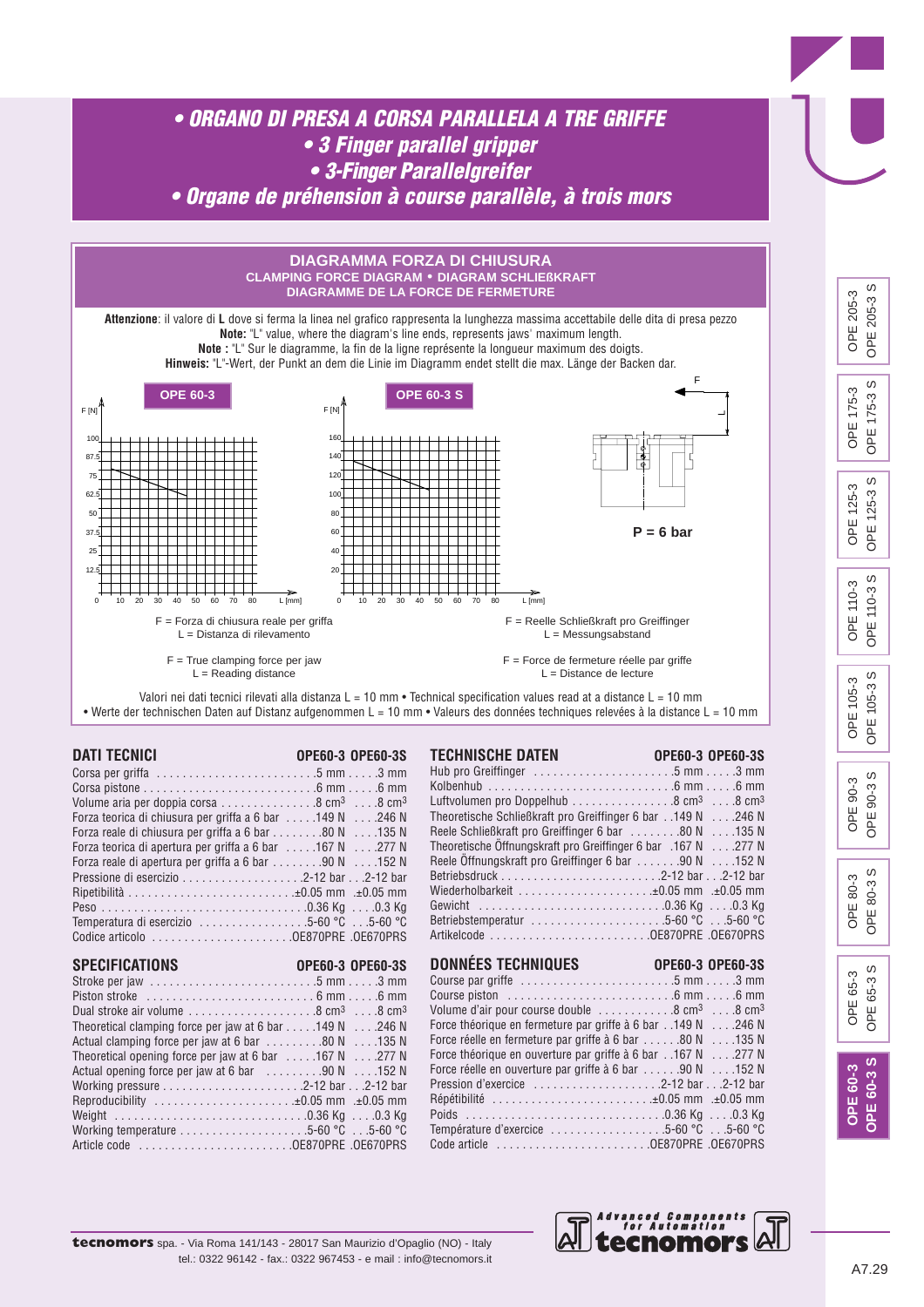# • ORGANO DI PRESA A CORSA PARALLELA A TRE GRIFFE
# • 3 Finger parallel gripper
# • 3-Finger Parallelgreifer
# • Organe de préhension à course parallèle, à trois mors

## DIAGRAMMA FORZA DI CHIUSURA
### CLAMPING FORCE DIAGRAM • DIAGRAM SCHLIEßKRAFT
### DIAGRAMME DE LA FORCE DE FERMETURE

**Attenzione**: il valore di **L** dove si ferma la linea nel grafico rappresenta la lunghezza massima accettabile delle dita di presa pezzo
**Note:** "L" value, where the diagram's line ends, represents jaws' maximum length.
**Note :** "L" Sur le diagramme, la fin de la ligne représente la longueur maximum des doigts.
**Hinweis:** "L"-Wert, der Punkt an dem die Linie im Diagramm endet stellt die max. Länge der Backen dar.

OPE 60-3 — OPE 60-3 S

P = 6 bar

F = Forza di chiusura reale per griffa
L = Distanza di rilevamento

F = True clamping force per jaw
L = Reading distance

F = Reelle Schließkraft pro Greiffinger
L = Messungsabstand

F = Force de fermeture réelle par griffe
L = Distance de lecture

Valori nei dati tecnici rilevati alla distanza L = 10 mm • Technical specification values read at a distance L = 10 mm
• Werte der technischen Daten auf Distanz aufgenommen L = 10 mm • Valeurs des données techniques relevées à la distance L = 10 mm

## DATI TECNICI

| DATI TECNICI | OPE60-3 | OPE60-3S |
|---|---|---|
| Corsa per griffa | 5 mm | 3 mm |
| Corsa pistone | 6 mm | 6 mm |
| Volume aria per doppia corsa | 8 cm³ | 8 cm³ |
| Forza teorica di chiusura per griffa a 6 bar | 149 N | 246 N |
| Forza reale di chiusura per griffa a 6 bar | 80 N | 135 N |
| Forza teorica di apertura per griffa a 6 bar | 167 N | 277 N |
| Forza reale di apertura per griffa a 6 bar | 90 N | 152 N |
| Pressione di esercizio | 2-12 bar | 2-12 bar |
| Ripetibilità | ±0.05 mm | ±0.05 mm |
| Peso | 0.36 Kg | 0.3 Kg |
| Temperatura di esercizio | 5-60 °C | 5-60 °C |
| Codice articolo | OE870PRE | OE670PRS |

## SPECIFICATIONS

| SPECIFICATIONS | OPE60-3 | OPE60-3S |
|---|---|---|
| Stroke per jaw | 5 mm | 3 mm |
| Piston stroke | 6 mm | 6 mm |
| Dual stroke air volume | 8 cm³ | 8 cm³ |
| Theoretical clamping force per jaw at 6 bar | 149 N | 246 N |
| Actual clamping force per jaw at 6 bar | 80 N | 135 N |
| Theoretical opening force per jaw at 6 bar | 167 N | 277 N |
| Actual opening force per jaw at 6 bar | 90 N | 152 N |
| Working pressure | 2-12 bar | 2-12 bar |
| Reproducibility | ±0.05 mm | ±0.05 mm |
| Weight | 0.36 Kg | 0.3 Kg |
| Working temperature | 5-60 °C | 5-60 °C |
| Article code | OE870PRE | OE670PRS |

## TECHNISCHE DATEN

| TECHNISCHE DATEN | OPE60-3 | OPE60-3S |
|---|---|---|
| Hub pro Greiffinger | 5 mm | 3 mm |
| Kolbenhub | 6 mm | 6 mm |
| Luftvolumen pro Doppelhub | 8 cm³ | 8 cm³ |
| Theoretische Schließkraft pro Greiffinger 6 bar | 149 N | 246 N |
| Reele Schließkraft pro Greiffinger 6 bar | 80 N | 135 N |
| Theoretische Öffnungskraft pro Greiffinger 6 bar | 167 N | 277 N |
| Reele Öffnungskraft pro Greiffinger 6 bar | 90 N | 152 N |
| Betriebsdruck | 2-12 bar | 2-12 bar |
| Wiederholbarkeit | ±0.05 mm | ±0.05 mm |
| Gewicht | 0.36 Kg | 0.3 Kg |
| Betriebstemperatur | 5-60 °C | 5-60 °C |
| Artikelcode | OE870PRE | OE670PRS |

## DONNÉES TECHNIQUES

| DONNÉES TECHNIQUES | OPE60-3 | OPE60-3S |
|---|---|---|
| Course par griffe | 5 mm | 3 mm |
| Course piston | 6 mm | 6 mm |
| Volume d'air pour course double | 8 cm³ | 8 cm³ |
| Force théorique en fermeture par griffe à 6 bar | 149 N | 246 N |
| Force réelle en fermeture par griffe à 6 bar | 80 N | 135 N |
| Force théorique en ouverture par griffe à 6 bar | 167 N | 277 N |
| Force réelle en ouverture par griffe à 6 bar | 90 N | 152 N |
| Pression d'exercice | 2-12 bar | 2-12 bar |
| Répétibilité | ±0.05 mm | ±0.05 mm |
| Poids | 0.36 Kg | 0.3 Kg |
| Température d'exercice | 5-60 °C | 5-60 °C |
| Code article | OE870PRE | OE670PRS |

**tecnomors** spa. - Via Roma 141/143 - 28017 San Maurizio d'Opaglio (NO) - Italy
tel.: 0322 96142 - fax.: 0322 967453 - e mail : info@tecnomors.it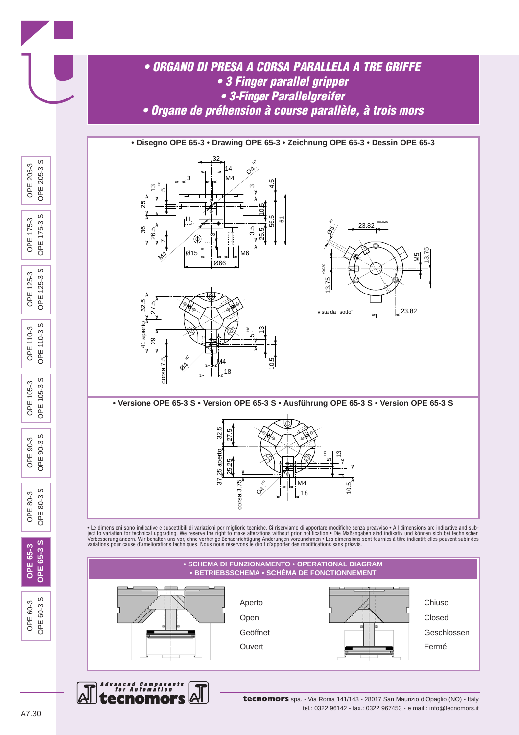# • ORGANO DI PRESA A CORSA PARALLELA A TRE GRIFFE
## • 3 Finger parallel gripper
## • 3-Finger Parallelgreifer
## • Organe de préhension à course parallèle, à trois mors

**• Disegno OPE 65-3 • Drawing OPE 65-3 • Zeichnung OPE 65-3 • Dessin OPE 65-3**

vista da "sotto"

**• Versione OPE 65-3 S • Version OPE 65-3 S • Ausführung OPE 65-3 S • Version OPE 65-3 S**

• Le dimensioni sono indicative e suscettibili di variazioni per migliorie tecniche. Ci riserviamo di apportare modifiche senza preavviso • All dimensions are indicative and subject to variation for technical upgrading. We reserve the right to make alterations without prior notification • Die Maßangaben sind indikativ und können sich bei technischen Verbesserung ändern. Wir behalten uns vor, ohne vorherige Benachrichtigung Änderungen vorzunehmen • Les dimensions sont fournies à titre indicatif; elles peuvent subir des variations pour cause d'ameliorations techniques. Nous nous réservons le droit d'apporter des modifications sans préavis.

**• SCHEMA DI FUNZIONAMENTO • OPERATIONAL DIAGRAM • BETRIEBSSCHEMA • SCHÉMA DE FONCTIONNEMENT**

Aperto
Open
Geöffnet
Ouvert

Chiuso
Closed
Geschlossen
Fermé

**tecnomors** spa. - Via Roma 141/143 - 28017 San Maurizio d'Opaglio (NO) - Italy
tel.: 0322 96142 - fax.: 0322 967453 - e mail : info@tecnomors.it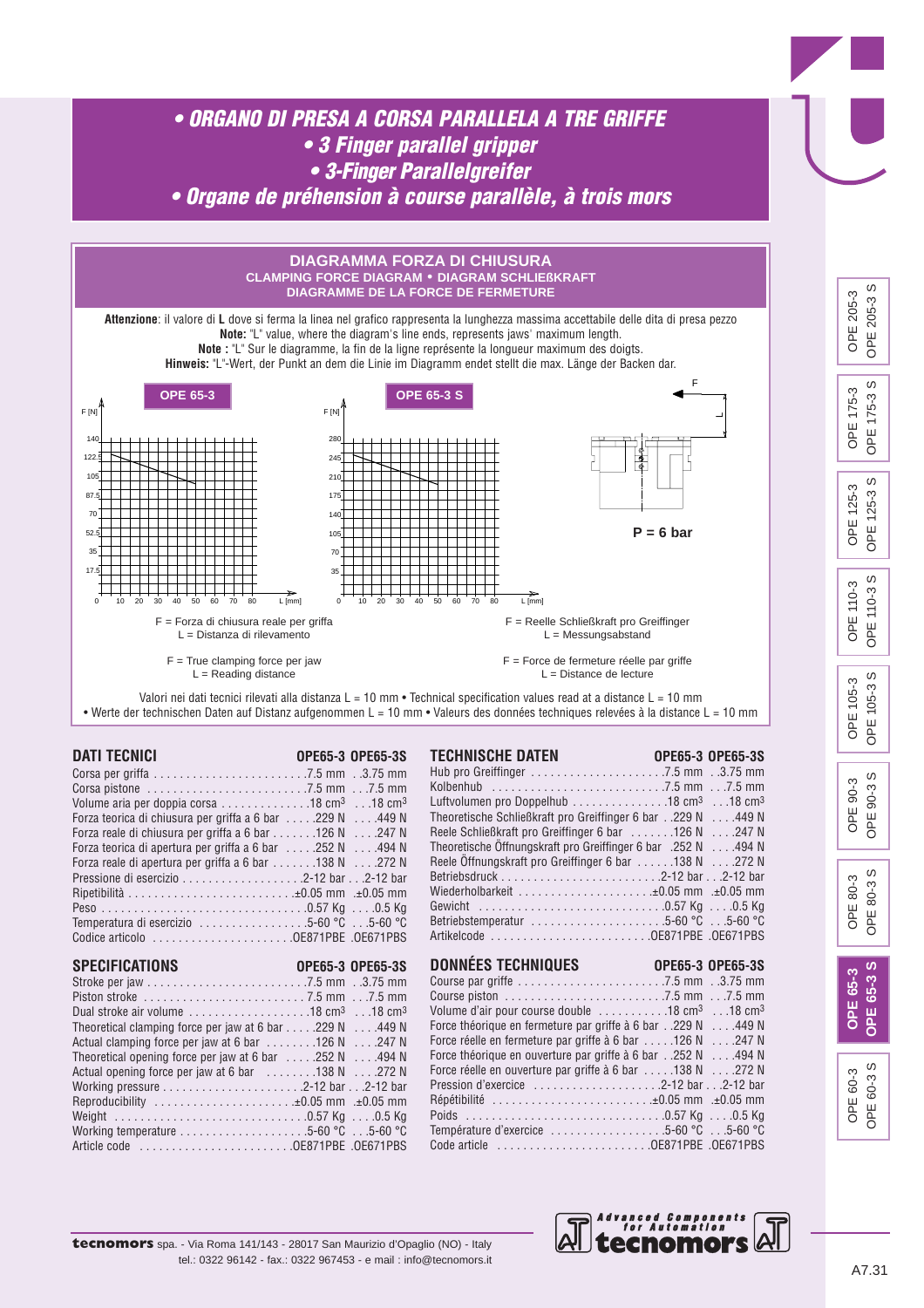# • ORGANO DI PRESA A CORSA PARALLELA A TRE GRIFFE
# • 3 Finger parallel gripper
# • 3-Finger Parallelgreifer
# • Organe de préhension à course parallèle, à trois mors

## DIAGRAMMA FORZA DI CHIUSURA

**CLAMPING FORCE DIAGRAM • DIAGRAM SCHLIEßKRAFT**
**DIAGRAMME DE LA FORCE DE FERMETURE**

**Attenzione**: il valore di **L** dove si ferma la linea nel grafico rappresenta la lunghezza massima accettabile delle dita di presa pezzo
**Note:** "L" value, where the diagram's line ends, represents jaws' maximum length.
**Note :** "L" Sur le diagramme, la fin de la ligne représente la longueur maximum des doigts.
**Hinweis:** "L"-Wert, der Punkt an dem die Linie im Diagramm endet stellt die max. Länge der Backen dar.

**OPE 65-3** — F [N] (0, 17.5, 35, 52.5, 70, 87.5, 105, 122.5, 140) vs L [mm] (0–80)

**OPE 65-3 S** — F [N] (0, 35, 70, 105, 140, 175, 210, 245, 280) vs L [mm] (0–80)

**P = 6 bar**

F = Forza di chiusura reale per griffa
L = Distanza di rilevamento

F = True clamping force per jaw
L = Reading distance

F = Reelle Schließkraft pro Greiffinger
L = Messungsabstand

F = Force de fermeture réelle par griffe
L = Distance de lecture

Valori nei dati tecnici rilevati alla distanza L = 10 mm • Technical specification values read at a distance L = 10 mm • Werte der technischen Daten auf Distanz aufgenommen L = 10 mm • Valeurs des données techniques relevées à la distance L = 10 mm

## DATI TECNICI

| | OPE65-3 | OPE65-3S |
|---|---|---|
| Corsa per griffa | 7.5 mm | 3.75 mm |
| Corsa pistone | 7.5 mm | 7.5 mm |
| Volume aria per doppia corsa | 18 cm³ | 18 cm³ |
| Forza teorica di chiusura per griffa a 6 bar | 229 N | 449 N |
| Forza reale di chiusura per griffa a 6 bar | 126 N | 247 N |
| Forza teorica di apertura per griffa a 6 bar | 252 N | 494 N |
| Forza reale di apertura per griffa a 6 bar | 138 N | 272 N |
| Pressione di esercizio | 2-12 bar | 2-12 bar |
| Ripetibilità | ±0.05 mm | ±0.05 mm |
| Peso | 0.57 Kg | 0.5 Kg |
| Temperatura di esercizio | 5-60 °C | 5-60 °C |
| Codice articolo | OE871PBE | OE671PBS |

## SPECIFICATIONS

| | OPE65-3 | OPE65-3S |
|---|---|---|
| Stroke per jaw | 7.5 mm | 3.75 mm |
| Piston stroke | 7.5 mm | 7.5 mm |
| Dual stroke air volume | 18 cm³ | 18 cm³ |
| Theoretical clamping force per jaw at 6 bar | 229 N | 449 N |
| Actual clamping force per jaw at 6 bar | 126 N | 247 N |
| Theoretical opening force per jaw at 6 bar | 252 N | 494 N |
| Actual opening force per jaw at 6 bar | 138 N | 272 N |
| Working pressure | 2-12 bar | 2-12 bar |
| Reproducibility | ±0.05 mm | ±0.05 mm |
| Weight | 0.57 Kg | 0.5 Kg |
| Working temperature | 5-60 °C | 5-60 °C |
| Article code | OE871PBE | OE671PBS |

## TECHNISCHE DATEN

| | OPE65-3 | OPE65-3S |
|---|---|---|
| Hub pro Greiffinger | 7.5 mm | 3.75 mm |
| Kolbenhub | 7.5 mm | 7.5 mm |
| Luftvolumen pro Doppelhub | 18 cm³ | 18 cm³ |
| Theoretische Schließkraft pro Greiffinger 6 bar | 229 N | 449 N |
| Reele Schließkraft pro Greiffinger 6 bar | 126 N | 247 N |
| Theoretische Öffnungskraft pro Greiffinger 6 bar | 252 N | 494 N |
| Reele Öffnungskraft pro Greiffinger 6 bar | 138 N | 272 N |
| Betriebsdruck | 2-12 bar | 2-12 bar |
| Wiederholbarkeit | ±0.05 mm | ±0.05 mm |
| Gewicht | 0.57 Kg | 0.5 Kg |
| Betriebstemperatur | 5-60 °C | 5-60 °C |
| Artikelcode | OE871PBE | OE671PBS |

## DONNÉES TECHNIQUES

| | OPE65-3 | OPE65-3S |
|---|---|---|
| Course par griffe | 7.5 mm | 3.75 mm |
| Course piston | 7.5 mm | 7.5 mm |
| Volume d'air pour course double | 18 cm³ | 18 cm³ |
| Force théorique en fermeture par griffe à 6 bar | 229 N | 449 N |
| Force réelle en fermeture par griffe à 6 bar | 126 N | 247 N |
| Force théorique en ouverture par griffe à 6 bar | 252 N | 494 N |
| Force réelle en ouverture par griffe à 6 bar | 138 N | 272 N |
| Pression d'exercice | 2-12 bar | 2-12 bar |
| Répétibilité | ±0.05 mm | ±0.05 mm |
| Poids | 0.57 Kg | 0.5 Kg |
| Température d'exercice | 5-60 °C | 5-60 °C |
| Code article | OE871PBE | OE671PBS |

**tecnomors** spa. - Via Roma 141/143 - 28017 San Maurizio d'Opaglio (NO) - Italy
tel.: 0322 96142 - fax.: 0322 967453 - e mail : info@tecnomors.it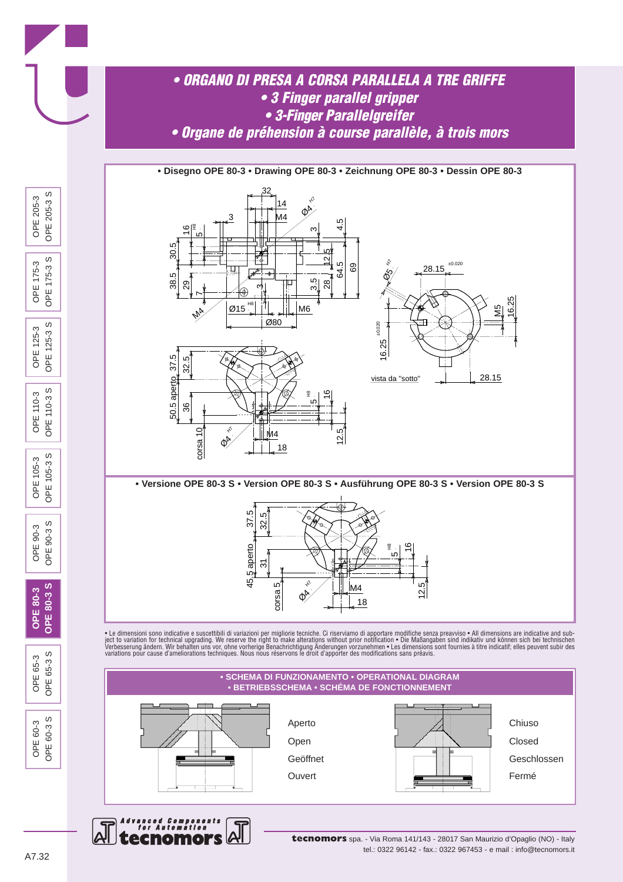# • ORGANO DI PRESA A CORSA PARALLELA A TRE GRIFFE
## • 3 Finger parallel gripper
## • 3-Finger Parallelgreifer
## • Organe de préhension à course parallèle, à trois mors

**• Disegno OPE 80-3 • Drawing OPE 80-3 • Zeichnung OPE 80-3 • Dessin OPE 80-3**

vista da "sotto"

**• Versione OPE 80-3 S • Version OPE 80-3 S • Ausführung OPE 80-3 S • Version OPE 80-3 S**

• Le dimensioni sono indicative e suscettibili di variazioni per migliorie tecniche. Ci riserviamo di apportare modifiche senza preavviso • All dimensions are indicative and subject to variation for technical upgrading. We reserve the right to make alterations without prior notification • Die Maßangaben sind indikativ und können sich bei technischen Verbesserung ändern. Wir behalten uns vor, ohne vorherige Benachrichtigung Änderungen vorzunehmen • Les dimensions sont fournies à titre indicatif; elles peuvent subir des variations pour cause d'ameliorations techniques. Nous nous réservons le droit d'apporter des modifications sans préavis.

**• SCHEMA DI FUNZIONAMENTO • OPERATIONAL DIAGRAM • BETRIEBSSCHEMA • SCHÉMA DE FONCTIONNEMENT**

Aperto
Open
Geöffnet
Ouvert

Chiuso
Closed
Geschlossen
Fermé

**tecnomors** spa. - Via Roma 141/143 - 28017 San Maurizio d'Opaglio (NO) - Italy
tel.: 0322 96142 - fax.: 0322 967453 - e mail : info@tecnomors.it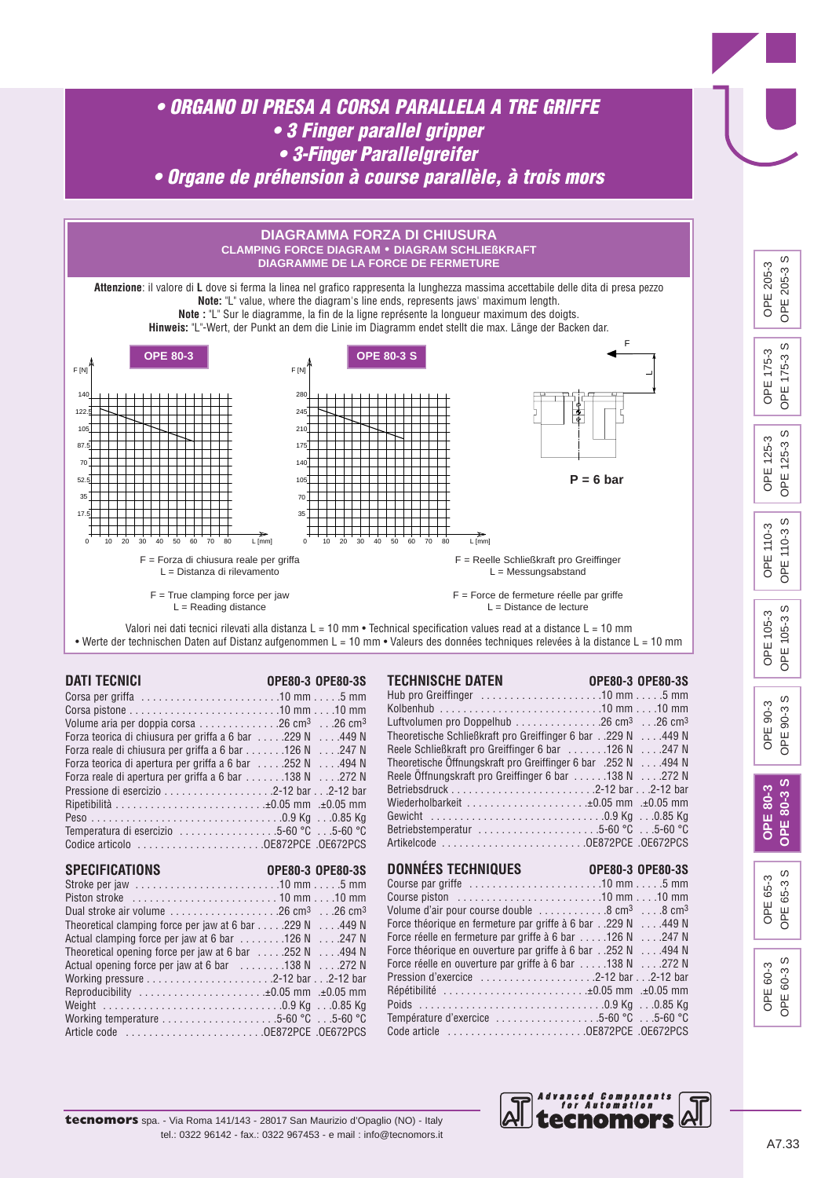# • ORGANO DI PRESA A CORSA PARALLELA A TRE GRIFFE
# • 3 Finger parallel gripper
# • 3-Finger Parallelgreifer
# • Organe de préhension à course parallèle, à trois mors

## DIAGRAMMA FORZA DI CHIUSURA

**CLAMPING FORCE DIAGRAM • DIAGRAM SCHLIEßKRAFT**
**DIAGRAMME DE LA FORCE DE FERMETURE**

**Attenzione**: il valore di **L** dove si ferma la linea nel grafico rappresenta la lunghezza massima accettabile delle dita di presa pezzo
**Note:** "L" value, where the diagram's line ends, represents jaws' maximum length.
**Note :** "L" Sur le diagramme, la fin de la ligne représente la longueur maximum des doigts.
**Hinweis:** "L"-Wert, der Punkt an dem die Linie im Diagramm endet stellt die max. Länge der Backen dar.

**OPE 80-3** — F [N] (0, 17.5, 35, 52.5, 70, 87.5, 105, 122.5, 140) vs L [mm] (0–80)

**OPE 80-3 S** — F [N] (0, 35, 70, 105, 140, 175, 210, 245, 280) vs L [mm] (0–80)

**P = 6 bar**

F = Forza di chiusura reale per griffa
L = Distanza di rilevamento

F = True clamping force per jaw
L = Reading distance

F = Reelle Schließkraft pro Greiffinger
L = Messungsabstand

F = Force de fermeture réelle par griffe
L = Distance de lecture

Valori nei dati tecnici rilevati alla distanza L = 10 mm • Technical specification values read at a distance L = 10 mm
• Werte der technischen Daten auf Distanz aufgenommen L = 10 mm • Valeurs des données techniques relevées à la distance L = 10 mm

## DATI TECNICI

| | OPE80-3 | OPE80-3S |
|---|---|---|
| Corsa per griffa | 10 mm | 5 mm |
| Corsa pistone | 10 mm | 10 mm |
| Volume aria per doppia corsa | 26 cm³ | 26 cm³ |
| Forza teorica di chiusura per griffa a 6 bar | 229 N | 449 N |
| Forza reale di chiusura per griffa a 6 bar | 126 N | 247 N |
| Forza teorica di apertura per griffa a 6 bar | 252 N | 494 N |
| Forza reale di apertura per griffa a 6 bar | 138 N | 272 N |
| Pressione di esercizio | 2-12 bar | 2-12 bar |
| Ripetibilità | ±0.05 mm | ±0.05 mm |
| Peso | 0.9 Kg | 0.85 Kg |
| Temperatura di esercizio | 5-60 °C | 5-60 °C |
| Codice articolo | OE872PCE | OE672PCS |

## SPECIFICATIONS

| | OPE80-3 | OPE80-3S |
|---|---|---|
| Stroke per jaw | 10 mm | 5 mm |
| Piston stroke | 10 mm | 10 mm |
| Dual stroke air volume | 26 cm³ | 26 cm³ |
| Theoretical clamping force per jaw at 6 bar | 229 N | 449 N |
| Actual clamping force per jaw at 6 bar | 126 N | 247 N |
| Theoretical opening force per jaw at 6 bar | 252 N | 494 N |
| Actual opening force per jaw at 6 bar | 138 N | 272 N |
| Working pressure | 2-12 bar | 2-12 bar |
| Reproducibility | ±0.05 mm | ±0.05 mm |
| Weight | 0.9 Kg | 0.85 Kg |
| Working temperature | 5-60 °C | 5-60 °C |
| Article code | OE872PCE | OE672PCS |

## TECHNISCHE DATEN

| | OPE80-3 | OPE80-3S |
|---|---|---|
| Hub pro Greiffinger | 10 mm | 5 mm |
| Kolbenhub | 10 mm | 10 mm |
| Luftvolumen pro Doppelhub | 26 cm³ | 26 cm³ |
| Theoretische Schließkraft pro Greiffinger 6 bar | 229 N | 449 N |
| Reele Schließkraft pro Greiffinger 6 bar | 126 N | 247 N |
| Theoretische Öffnungskraft pro Greiffinger 6 bar | 252 N | 494 N |
| Reele Öffnungskraft pro Greiffinger 6 bar | 138 N | 272 N |
| Betriebsdruck | 2-12 bar | 2-12 bar |
| Wiederholbarkeit | ±0.05 mm | ±0.05 mm |
| Gewicht | 0.9 Kg | 0.85 Kg |
| Betriebstemperatur | 5-60 °C | 5-60 °C |
| Artikelcode | OE872PCE | OE672PCS |

## DONNÉES TECHNIQUES

| | OPE80-3 | OPE80-3S |
|---|---|---|
| Course par griffe | 10 mm | 5 mm |
| Course piston | 10 mm | 10 mm |
| Volume d'air pour course double | 8 cm³ | 8 cm³ |
| Force théorique en fermeture par griffe à 6 bar | 229 N | 449 N |
| Force réelle en fermeture par griffe à 6 bar | 126 N | 247 N |
| Force théorique en ouverture par griffe à 6 bar | 252 N | 494 N |
| Force réelle en ouverture par griffe à 6 bar | 138 N | 272 N |
| Pression d'exercice | 2-12 bar | 2-12 bar |
| Répétibilité | ±0.05 mm | ±0.05 mm |
| Poids | 0.9 Kg | 0.85 Kg |
| Température d'exercice | 5-60 °C | 5-60 °C |
| Code article | OE872PCE | OE672PCS |

**tecnomors** spa. - Via Roma 141/143 - 28017 San Maurizio d'Opaglio (NO) - Italy
tel.: 0322 96142 - fax.: 0322 967453 - e mail : info@tecnomors.it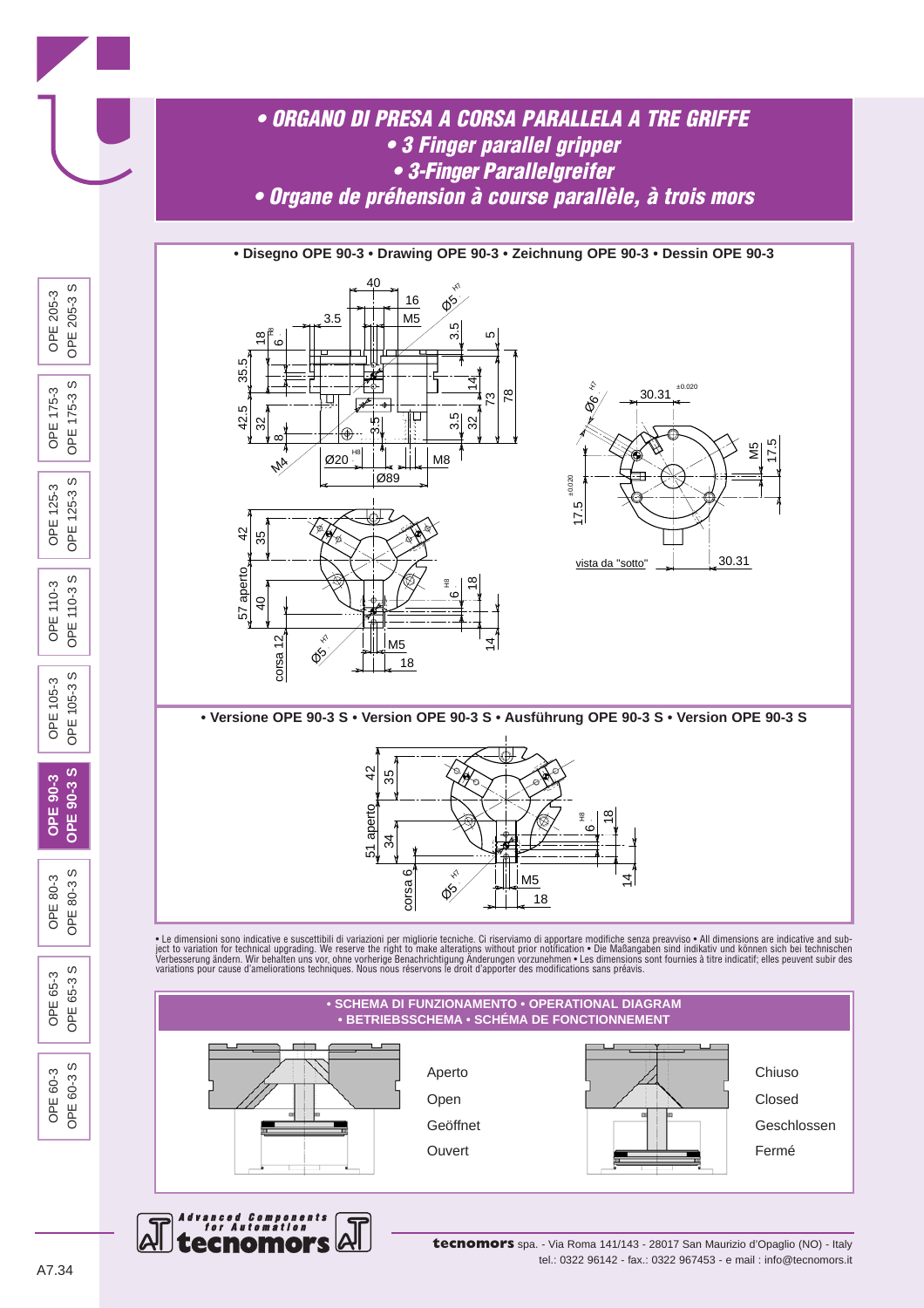# • ORGANO DI PRESA A CORSA PARALLELA A TRE GRIFFE
# • 3 Finger parallel gripper
# • 3-Finger Parallelgreifer
# • Organe de préhension à course parallèle, à trois mors

**• Disegno OPE 90-3 • Drawing OPE 90-3 • Zeichnung OPE 90-3 • Dessin OPE 90-3**

40, 16, 3.5, M5, Ø5 H7, 18, 6 H8, 3.5, 5, 35.5, 14, 73, 78, 42.5, 32, 3.5, 3.5, 32, 8, M4, Ø20 H8, M8, Ø89

Ø6 H7, 30.31 ±0.020, M5, 17.5, 17.5 ±0.020, 30.31

vista da "sotto"

42, 35, 57 aperto, 40, corsa 12, Ø5 H7, M5, 18, 6 H8, 18, 14

**• Versione OPE 90-3 S • Version OPE 90-3 S • Ausführung OPE 90-3 S • Version OPE 90-3 S**

42, 35, 51 aperto, 34, corsa 6, Ø5 H7, M5, 18, 6 H8, 18, 14

• Le dimensioni sono indicative e suscettibili di variazioni per migliorie tecniche. Ci riserviamo di apportare modifiche senza preavviso • All dimensions are indicative and subject to variation for technical upgrading. We reserve the right to make alterations without prior notification • Die Maßangaben sind indikativ und können sich bei technischen Verbesserung ändern. Wir behalten uns vor, ohne vorherige Benachrichtigung Änderungen vorzunehmen • Les dimensions sont fournies à titre indicatif; elles peuvent subir des variations pour cause d'ameliorations techniques. Nous nous réservons le droit d'apporter des modifications sans préavis.

## • SCHEMA DI FUNZIONAMENTO • OPERATIONAL DIAGRAM • BETRIEBSSCHEMA • SCHÉMA DE FONCTIONNEMENT

Aperto
Open
Geöffnet
Ouvert

Chiuso
Closed
Geschlossen
Fermé

OPE 205-3 / OPE 205-3 S — OPE 175-3 / OPE 175-3 S — OPE 125-3 / OPE 125-3 S — OPE 110-3 / OPE 110-3 S — OPE 105-3 / OPE 105-3 S — **OPE 90-3 / OPE 90-3 S** — OPE 80-3 / OPE 80-3 S — OPE 65-3 / OPE 65-3 S — OPE 60-3 / OPE 60-3 S

Advanced Components for Automation
tecnomors

**tecnomors** spa. - Via Roma 141/143 - 28017 San Maurizio d'Opaglio (NO) - Italy
tel.: 0322 96142 - fax.: 0322 967453 - e mail : info@tecnomors.it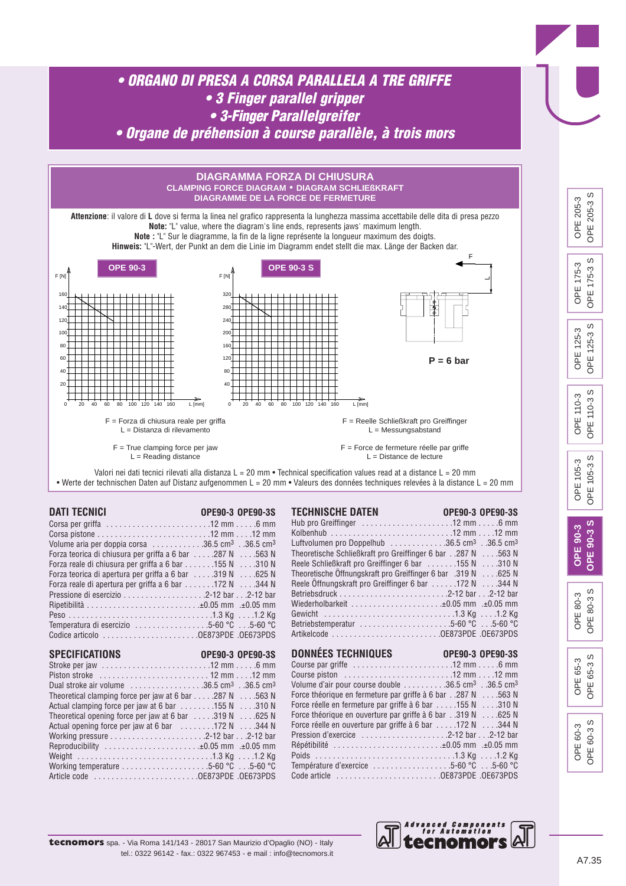# • ORGANO DI PRESA A CORSA PARALLELA A TRE GRIFFE
# • 3 Finger parallel gripper
# • 3-Finger Parallelgreifer
# • Organe de préhension à course parallèle, à trois mors

## DIAGRAMMA FORZA DI CHIUSURA
### CLAMPING FORCE DIAGRAM • DIAGRAM SCHLIEßKRAFT
### DIAGRAMME DE LA FORCE DE FERMETURE

**Attenzione**: il valore di **L** dove si ferma la linea nel grafico rappresenta la lunghezza massima accettabile delle dita di presa pezzo
**Note:** "L" value, where the diagram's line ends, represents jaws' maximum length.
**Note :** "L" Sur le diagramme, la fin de la ligne représente la longueur maximum des doigts.
**Hinweis:** "L"-Wert, der Punkt an dem die Linie im Diagramm endet stellt die max. Länge der Backen dar.

OPE 90-3 — OPE 90-3 S — P = 6 bar

F = Forza di chiusura reale per griffa
L = Distanza di rilevamento

F = True clamping force per jaw
L = Reading distance

F = Reelle Schließkraft pro Greiffinger
L = Messungsabstand

F = Force de fermeture réelle par griffe
L = Distance de lecture

Valori nei dati tecnici rilevati alla distanza L = 20 mm • Technical specification values read at a distance L = 20 mm
• Werte der technischen Daten auf Distanz aufgenommen L = 20 mm • Valeurs des données techniques relevées à la distance L = 20 mm

## DATI TECNICI

| | OPE90-3 | OPE90-3S |
|---|---|---|
| Corsa per griffa | 12 mm | 6 mm |
| Corsa pistone | 12 mm | 12 mm |
| Volume aria per doppia corsa | 36.5 cm³ | 36.5 cm³ |
| Forza teorica di chiusura per griffa a 6 bar | 287 N | 563 N |
| Forza reale di chiusura per griffa a 6 bar | 155 N | 310 N |
| Forza teorica di apertura per griffa a 6 bar | 319 N | 625 N |
| Forza reale di apertura per griffa a 6 bar | 172 N | 344 N |
| Pressione di esercizio | 2-12 bar | 2-12 bar |
| Ripetibilità | ±0.05 mm | ±0.05 mm |
| Peso | 1.3 Kg | 1.2 Kg |
| Temperatura di esercizio | 5-60 °C | 5-60 °C |
| Codice articolo | OE873PDE | OE673PDS |

## TECHNISCHE DATEN

| | OPE90-3 | OPE90-3S |
|---|---|---|
| Hub pro Greiffinger | 12 mm | 6 mm |
| Kolbenhub | 12 mm | 12 mm |
| Luftvolumen pro Doppelhub | 36.5 cm³ | 36.5 cm³ |
| Theoretische Schließkraft pro Greiffinger 6 bar | 287 N | 563 N |
| Reele Schließkraft pro Greiffinger 6 bar | 155 N | 310 N |
| Theoretische Öffnungskraft pro Greiffinger 6 bar | 319 N | 625 N |
| Reele Öffnungskraft pro Greiffinger 6 bar | 172 N | 344 N |
| Betriebsdruck | 2-12 bar | 2-12 bar |
| Wiederholbarkeit | ±0.05 mm | ±0.05 mm |
| Gewicht | 1.3 Kg | 1.2 Kg |
| Betriebstemperatur | 5-60 °C | 5-60 °C |
| Artikelcode | OE873PDE | OE673PDS |

## SPECIFICATIONS

| | OPE90-3 | OPE90-3S |
|---|---|---|
| Stroke per jaw | 12 mm | 6 mm |
| Piston stroke | 12 mm | 12 mm |
| Dual stroke air volume | 36.5 cm³ | 36.5 cm³ |
| Theoretical clamping force per jaw at 6 bar | 287 N | 563 N |
| Actual clamping force per jaw at 6 bar | 155 N | 310 N |
| Theoretical opening force per jaw at 6 bar | 319 N | 625 N |
| Actual opening force per jaw at 6 bar | 172 N | 344 N |
| Working pressure | 2-12 bar | 2-12 bar |
| Reproducibility | ±0.05 mm | ±0.05 mm |
| Weight | 1.3 Kg | 1.2 Kg |
| Working temperature | 5-60 °C | 5-60 °C |
| Article code | OE873PDE | OE673PDS |

## DONNÉES TECHNIQUES

| | OPE90-3 | OPE90-3S |
|---|---|---|
| Course par griffe | 12 mm | 6 mm |
| Course piston | 12 mm | 12 mm |
| Volume d'air pour course double | 36.5 cm³ | 36.5 cm³ |
| Force théorique en fermeture par griffe à 6 bar | 287 N | 563 N |
| Force réelle en fermeture par griffe à 6 bar | 155 N | 310 N |
| Force théorique en ouverture par griffe à 6 bar | 319 N | 625 N |
| Force réelle en ouverture par griffe à 6 bar | 172 N | 344 N |
| Pression d'exercice | 2-12 bar | 2-12 bar |
| Répétibilité | ±0.05 mm | ±0.05 mm |
| Poids | 1.3 Kg | 1.2 Kg |
| Température d'exercice | 5-60 °C | 5-60 °C |
| Code article | OE873PDE | OE673PDS |

**tecnomors** spa. - Via Roma 141/143 - 28017 San Maurizio d'Opaglio (NO) - Italy
tel.: 0322 96142 - fax.: 0322 967453 - e mail : info@tecnomors.it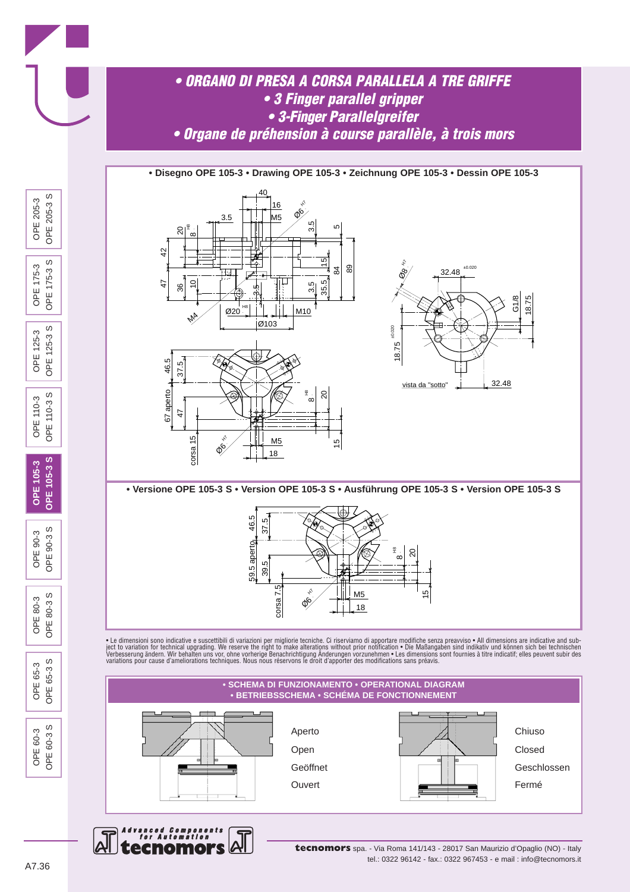# • ORGANO DI PRESA A CORSA PARALLELA A TRE GRIFFE
# • 3 Finger parallel gripper
# • 3-Finger Parallelgreifer
# • Organe de préhension à course parallèle, à trois mors

OPE 205-3 / OPE 205-3 S | OPE 175-3 / OPE 175-3 S | OPE 125-3 / OPE 125-3 S | OPE 110-3 / OPE 110-3 S | **OPE 105-3 / OPE 105-3 S** | OPE 90-3 / OPE 90-3 S | OPE 80-3 / OPE 80-3 S | OPE 65-3 / OPE 65-3 S | OPE 60-3 / OPE 60-3 S

## • Disegno OPE 105-3 • Drawing OPE 105-3 • Zeichnung OPE 105-3 • Dessin OPE 105-3

40, 16, 3.5, M5, Ø6 H7, 20, 8 H8, 3.5, 5, 42, 15, 84, 89, 47, 36, 10, 3.5, 3.5, 35.5, M4, Ø20 H8, M10, Ø103

Ø8 H7, 32.48 ±0.020, G1/8, 18.75, 18.75 ±0.020, 32.48, vista da "sotto"

46.5, 37.5, 67 aperto, 47, corsa 15, Ø6 H7, 8 H8, 20, M5, 18, 15

## • Versione OPE 105-3 S • Version OPE 105-3 S • Ausführung OPE 105-3 S • Version OPE 105-3 S

46.5, 37.5, 59.5 aperto, 39.5, corsa 7.5, Ø6 H7, 8 H8, 20, M5, 18, 15

• Le dimensioni sono indicative e suscettibili di variazioni per migliorie tecniche. Ci riserviamo di apportare modifiche senza preavviso • All dimensions are indicative and subject to variation for technical upgrading. We reserve the right to make alterations without prior notification • Die Maßangaben sind indikativ und können sich bei technischen Verbesserung ändern. Wir behalten uns vor, ohne vorherige Benachrichtigung Änderungen vorzunehmen • Les dimensions sont fournies à titre indicatif; elles peuvent subir des variations pour cause d'ameliorations techniques. Nous nous réservons le droit d'apporter des modifications sans préavis.

## • SCHEMA DI FUNZIONAMENTO • OPERATIONAL DIAGRAM • BETRIEBSSCHEMA • SCHÉMA DE FONCTIONNEMENT

Aperto
Open
Geöffnet
Ouvert

Chiuso
Closed
Geschlossen
Fermé

Advanced Components for Automation tecnomors

**tecnomors** spa. - Via Roma 141/143 - 28017 San Maurizio d'Opaglio (NO) - Italy
tel.: 0322 96142 - fax.: 0322 967453 - e mail : info@tecnomors.it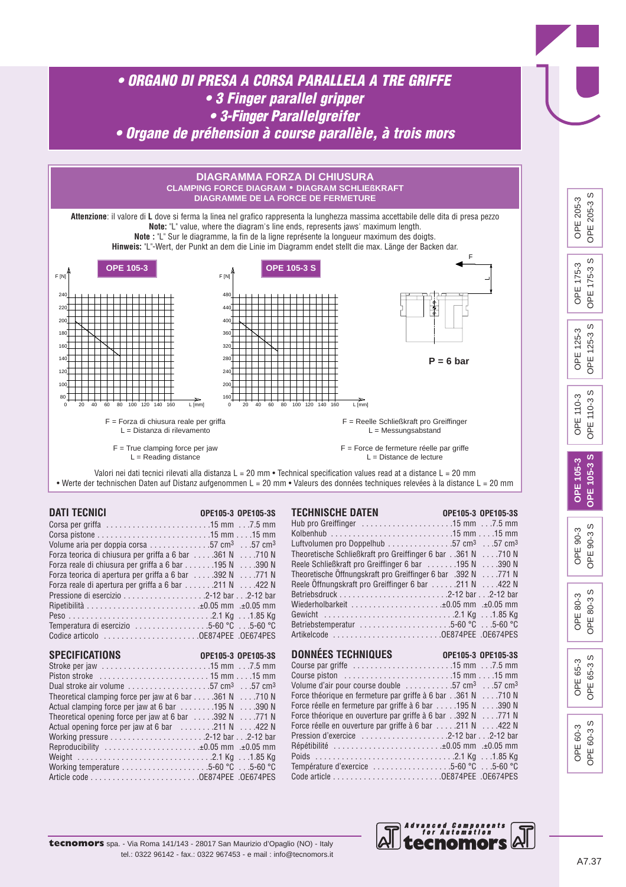# • ORGANO DI PRESA A CORSA PARALLELA A TRE GRIFFE
# • 3 Finger parallel gripper
# • 3-Finger Parallelgreifer
# • Organe de préhension à course parallèle, à trois mors

## DIAGRAMMA FORZA DI CHIUSURA
### CLAMPING FORCE DIAGRAM • DIAGRAM SCHLIEßKRAFT
### DIAGRAMME DE LA FORCE DE FERMETURE

**Attenzione**: il valore di **L** dove si ferma la linea nel grafico rappresenta la lunghezza massima accettabile delle dita di presa pezzo
**Note:** "L" value, where the diagram's line ends, represents jaws' maximum length.
**Note :** "L" Sur le diagramme, la fin de la ligne représente la longueur maximum des doigts.
**Hinweis:** "L"-Wert, der Punkt an dem die Linie im Diagramm endet stellt die max. Länge der Backen dar.

**OPE 105-3** — F [N] (80–240) vs L [mm] (0–160)

**OPE 105-3 S** — F [N] (160–480) vs L [mm] (0–160)

F, L

**P = 6 bar**

F = Forza di chiusura reale per griffa
L = Distanza di rilevamento

F = True clamping force per jaw
L = Reading distance

F = Reelle Schließkraft pro Greiffinger
L = Messungsabstand

F = Force de fermeture réelle par griffe
L = Distance de lecture

Valori nei dati tecnici rilevati alla distanza L = 20 mm • Technical specification values read at a distance L = 20 mm
• Werte der technischen Daten auf Distanz aufgenommen L = 20 mm • Valeurs des données techniques relevées à la distance L = 20 mm

## DATI TECNICI

| | OPE105-3 | OPE105-3S |
|---|---|---|
| Corsa per griffa | 15 mm | 7.5 mm |
| Corsa pistone | 15 mm | 15 mm |
| Volume aria per doppia corsa | 57 cm³ | 57 cm³ |
| Forza teorica di chiusura per griffa a 6 bar | 361 N | 710 N |
| Forza reale di chiusura per griffa a 6 bar | 195 N | 390 N |
| Forza teorica di apertura per griffa a 6 bar | 392 N | 771 N |
| Forza reale di apertura per griffa a 6 bar | 211 N | 422 N |
| Pressione di esercizio | 2-12 bar | 2-12 bar |
| Ripetibilità | ±0.05 mm | ±0.05 mm |
| Peso | 2.1 Kg | 1.85 Kg |
| Temperatura di esercizio | 5-60 °C | 5-60 °C |
| Codice articolo | OE874PEE | OE674PES |

## SPECIFICATIONS

| | OPE105-3 | OPE105-3S |
|---|---|---|
| Stroke per jaw | 15 mm | 7.5 mm |
| Piston stroke | 15 mm | 15 mm |
| Dual stroke air volume | 57 cm³ | 57 cm³ |
| Theoretical clamping force per jaw at 6 bar | 361 N | 710 N |
| Actual clamping force per jaw at 6 bar | 195 N | 390 N |
| Theoretical opening force per jaw at 6 bar | 392 N | 771 N |
| Actual opening force per jaw at 6 bar | 211 N | 422 N |
| Working pressure | 2-12 bar | 2-12 bar |
| Reproducibility | ±0.05 mm | ±0.05 mm |
| Weight | 2.1 Kg | 1.85 Kg |
| Working temperature | 5-60 °C | 5-60 °C |
| Article code | OE874PEE | OE674PES |

## TECHNISCHE DATEN

| | OPE105-3 | OPE105-3S |
|---|---|---|
| Hub pro Greiffinger | 15 mm | 7.5 mm |
| Kolbenhub | 15 mm | 15 mm |
| Luftvolumen pro Doppelhub | 57 cm³ | 57 cm³ |
| Theoretische Schließkraft pro Greiffinger 6 bar | 361 N | 710 N |
| Reele Schließkraft pro Greiffinger 6 bar | 195 N | 390 N |
| Theoretische Öffnungskraft pro Greiffinger 6 bar | 392 N | 771 N |
| Reele Öffnungskraft pro Greiffinger 6 bar | 211 N | 422 N |
| Betriebsdruck | 2-12 bar | 2-12 bar |
| Wiederholbarkeit | ±0.05 mm | ±0.05 mm |
| Gewicht | 2.1 Kg | 1.85 Kg |
| Betriebstemperatur | 5-60 °C | 5-60 °C |
| Artikelcode | OE874PEE | OE674PES |

## DONNÉES TECHNIQUES

| | OPE105-3 | OPE105-3S |
|---|---|---|
| Course par griffe | 15 mm | 7.5 mm |
| Course piston | 15 mm | 15 mm |
| Volume d'air pour course double | 57 cm³ | 57 cm³ |
| Force théorique en fermeture par griffe à 6 bar | 361 N | 710 N |
| Force réelle en fermeture par griffe à 6 bar | 195 N | 390 N |
| Force théorique en ouverture par griffe à 6 bar | 392 N | 771 N |
| Force réelle en ouverture par griffe à 6 bar | 211 N | 422 N |
| Pression d'exercice | 2-12 bar | 2-12 bar |
| Répétibilité | ±0.05 mm | ±0.05 mm |
| Poids | 2.1 Kg | 1.85 Kg |
| Température d'exercice | 5-60 °C | 5-60 °C |
| Code article | OE874PEE | OE674PES |

**tecnomors** spa. - Via Roma 141/143 - 28017 San Maurizio d'Opaglio (NO) - Italy
tel.: 0322 96142 - fax.: 0322 967453 - e mail : info@tecnomors.it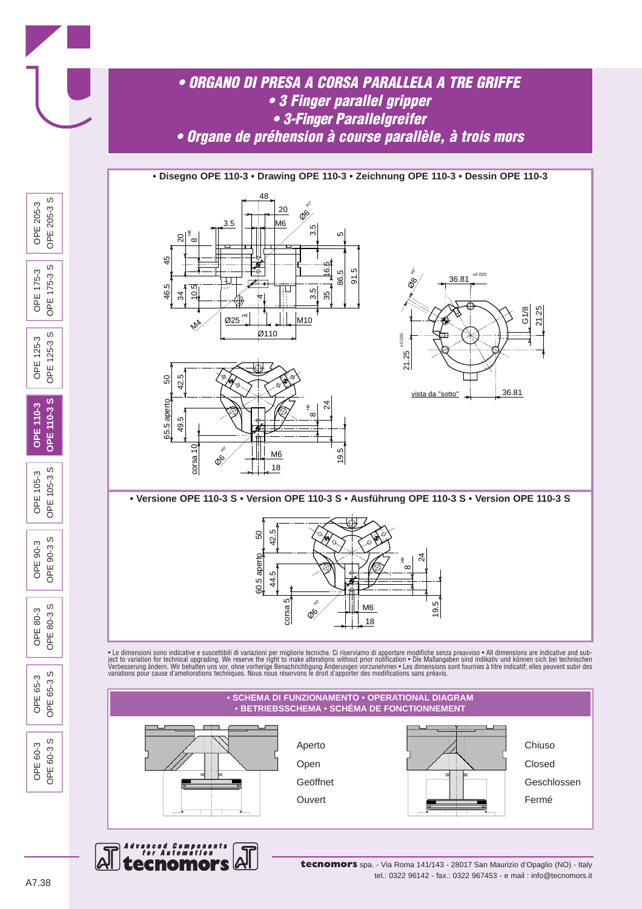# • ORGANO DI PRESA A CORSA PARALLELA A TRE GRIFFE
## • 3 Finger parallel gripper
## • 3-Finger Parallelgreifer
## • Organe de préhension à course parallèle, à trois mors

**• Disegno OPE 110-3 • Drawing OPE 110-3 • Zeichnung OPE 110-3 • Dessin OPE 110-3**

**• Versione OPE 110-3 S • Version OPE 110-3 S • Ausführung OPE 110-3 S • Version OPE 110-3 S**

• Le dimensioni sono indicative e suscettibili di variazioni per migliorie tecniche. Ci riserviamo di apportare modifiche senza preavviso • All dimensions are indicative and subject to variation for technical upgrading. We reserve the right to make alterations without prior notification • Die Maßangaben sind indikativ und können sich bei technischen Verbesserung ändern. Wir behalten uns vor, ohne vorherige Benachrichtigung Änderungen vorzunehmen • Les dimensions sont fournies à titre indicatif; elles peuvent subir des variations pour cause d'ameliorations techniques. Nous nous réservons le droit d'apporter des modifications sans préavis.

**• SCHEMA DI FUNZIONAMENTO • OPERATIONAL DIAGRAM**
**• BETRIEBSSCHEMA • SCHÉMA DE FONCTIONNEMENT**

Aperto
Open
Geöffnet
Ouvert

Chiuso
Closed
Geschlossen
Fermé

**tecnomors** spa. - Via Roma 141/143 - 28017 San Maurizio d'Opaglio (NO) - Italy
tel.: 0322 96142 - fax.: 0322 967453 - e mail : info@tecnomors.it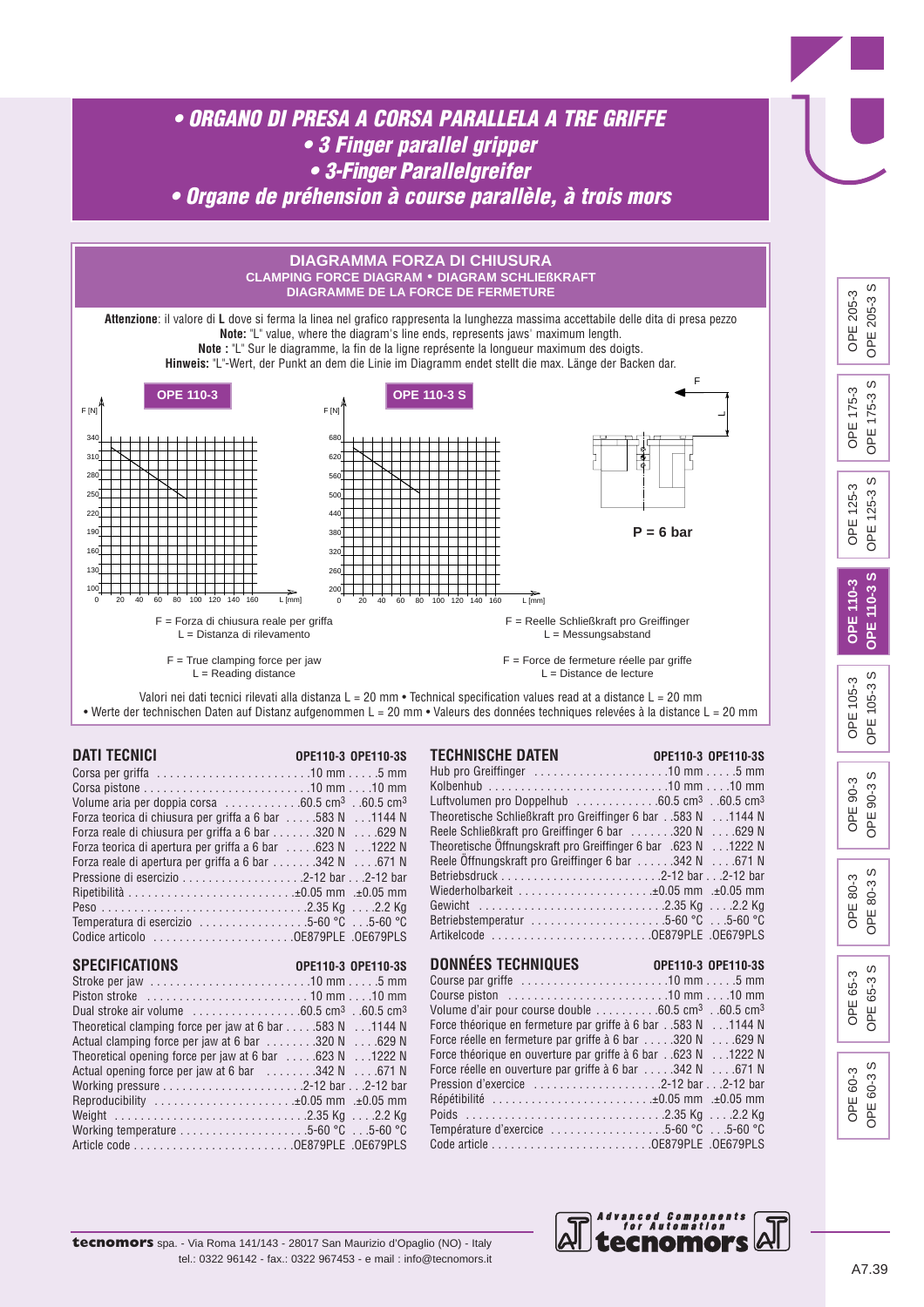# • ORGANO DI PRESA A CORSA PARALLELA A TRE GRIFFE
# • 3 Finger parallel gripper
# • 3-Finger Parallelgreifer
# • Organe de préhension à course parallèle, à trois mors

## DIAGRAMMA FORZA DI CHIUSURA

**CLAMPING FORCE DIAGRAM • DIAGRAM SCHLIEßKRAFT**
**DIAGRAMME DE LA FORCE DE FERMETURE**

**Attenzione**: il valore di **L** dove si ferma la linea nel grafico rappresenta la lunghezza massima accettabile delle dita di presa pezzo
**Note:** "L" value, where the diagram's line ends, represents jaws' maximum length.
**Note :** "L" Sur le diagramme, la fin de la ligne représente la longueur maximum des doigts.
**Hinweis:** "L"-Wert, der Punkt an dem die Linie im Diagramm endet stellt die max. Länge der Backen dar.

**OPE 110-3** — F [N] / L [mm]

**OPE 110-3 S** — F [N] / L [mm]

**P = 6 bar**

F = Forza di chiusura reale per griffa
L = Distanza di rilevamento

F = Reelle Schließkraft pro Greiffinger
L = Messungsabstand

F = True clamping force per jaw
L = Reading distance

F = Force de fermeture réelle par griffe
L = Distance de lecture

Valori nei dati tecnici rilevati alla distanza L = 20 mm • Technical specification values read at a distance L = 20 mm
• Werte der technischen Daten auf Distanz aufgenommen L = 20 mm • Valeurs des données techniques relevées à la distance L = 20 mm

## DATI TECNICI

| | OPE110-3 | OPE110-3S |
|---|---|---|
| Corsa per griffa | 10 mm | 5 mm |
| Corsa pistone | 10 mm | 10 mm |
| Volume aria per doppia corsa | 60.5 cm³ | 60.5 cm³ |
| Forza teorica di chiusura per griffa a 6 bar | 583 N | 1144 N |
| Forza reale di chiusura per griffa a 6 bar | 320 N | 629 N |
| Forza teorica di apertura per griffa a 6 bar | 623 N | 1222 N |
| Forza reale di apertura per griffa a 6 bar | 342 N | 671 N |
| Pressione di esercizio | 2-12 bar | 2-12 bar |
| Ripetibilità | ±0.05 mm | ±0.05 mm |
| Peso | 2.35 Kg | 2.2 Kg |
| Temperatura di esercizio | 5-60 °C | 5-60 °C |
| Codice articolo | OE879PLE | OE679PLS |

## TECHNISCHE DATEN

| | OPE110-3 | OPE110-3S |
|---|---|---|
| Hub pro Greiffinger | 10 mm | 5 mm |
| Kolbenhub | 10 mm | 10 mm |
| Luftvolumen pro Doppelhub | 60.5 cm³ | 60.5 cm³ |
| Theoretische Schließkraft pro Greiffinger 6 bar | 583 N | 1144 N |
| Reele Schließkraft pro Greiffinger 6 bar | 320 N | 629 N |
| Theoretische Öffnungskraft pro Greiffinger 6 bar | 623 N | 1222 N |
| Reele Öffnungskraft pro Greiffinger 6 bar | 342 N | 671 N |
| Betriebsdruck | 2-12 bar | 2-12 bar |
| Wiederholbarkeit | ±0.05 mm | ±0.05 mm |
| Gewicht | 2.35 Kg | 2.2 Kg |
| Betriebstemperatur | 5-60 °C | 5-60 °C |
| Artikelcode | OE879PLE | OE679PLS |

## SPECIFICATIONS

| | OPE110-3 | OPE110-3S |
|---|---|---|
| Stroke per jaw | 10 mm | 5 mm |
| Piston stroke | 10 mm | 10 mm |
| Dual stroke air volume | 60.5 cm³ | 60.5 cm³ |
| Theoretical clamping force per jaw at 6 bar | 583 N | 1144 N |
| Actual clamping force per jaw at 6 bar | 320 N | 629 N |
| Theoretical opening force per jaw at 6 bar | 623 N | 1222 N |
| Actual opening force per jaw at 6 bar | 342 N | 671 N |
| Working pressure | 2-12 bar | 2-12 bar |
| Reproducibility | ±0.05 mm | ±0.05 mm |
| Weight | 2.35 Kg | 2.2 Kg |
| Working temperature | 5-60 °C | 5-60 °C |
| Article code | OE879PLE | OE679PLS |

## DONNÉES TECHNIQUES

| | OPE110-3 | OPE110-3S |
|---|---|---|
| Course par griffe | 10 mm | 5 mm |
| Course piston | 10 mm | 10 mm |
| Volume d'air pour course double | 60.5 cm³ | 60.5 cm³ |
| Force théorique en fermeture par griffe à 6 bar | 583 N | 1144 N |
| Force réelle en fermeture par griffe à 6 bar | 320 N | 629 N |
| Force théorique en ouverture par griffe à 6 bar | 623 N | 1222 N |
| Force réelle en ouverture par griffe à 6 bar | 342 N | 671 N |
| Pression d'exercice | 2-12 bar | 2-12 bar |
| Répétibilité | ±0.05 mm | ±0.05 mm |
| Poids | 2.35 Kg | 2.2 Kg |
| Température d'exercice | 5-60 °C | 5-60 °C |
| Code article | OE879PLE | OE679PLS |

**tecnomors** spa. - Via Roma 141/143 - 28017 San Maurizio d'Opaglio (NO) - Italy
tel.: 0322 96142 - fax.: 0322 967453 - e mail : info@tecnomors.it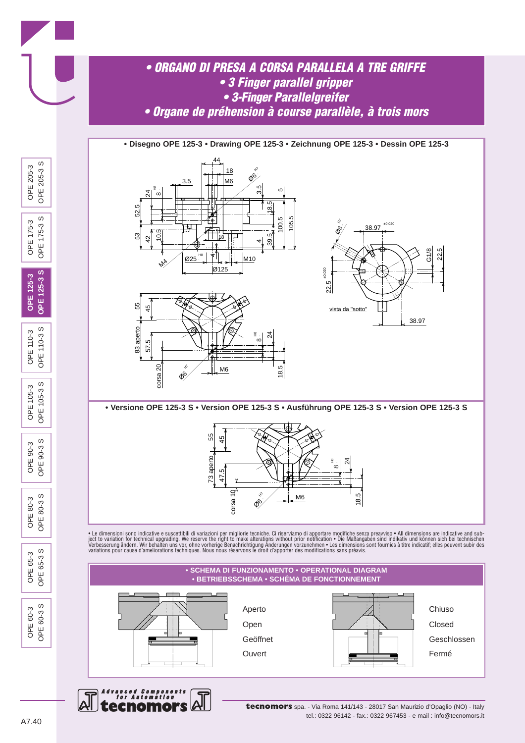# • ORGANO DI PRESA A CORSA PARALLELA A TRE GRIFFE
# • 3 Finger parallel gripper
# • 3-Finger Parallelgreifer
# • Organe de préhension à course parallèle, à trois mors

**• Disegno OPE 125-3 • Drawing OPE 125-3 • Zeichnung OPE 125-3 • Dessin OPE 125-3**

**• Versione OPE 125-3 S • Version OPE 125-3 S • Ausführung OPE 125-3 S • Version OPE 125-3 S**

• Le dimensioni sono indicative e suscettibili di variazioni per migliorie tecniche. Ci riserviamo di apportare modifiche senza preavviso • All dimensions are indicative and subject to variation for technical upgrading. We reserve the right to make alterations without prior notification • Die Maßangaben sind indikativ und können sich bei technischen Verbesserung ändern. Wir behalten uns vor, ohne vorherige Benachrichtigung Änderungen vorzunehmen • Les dimensions sont fournies à titre indicatif; elles peuvent subir des variations pour cause d'ameliorations techniques. Nous nous réservons le droit d'apporter des modifications sans préavis.

**• SCHEMA DI FUNZIONAMENTO • OPERATIONAL DIAGRAM • BETRIEBSSCHEMA • SCHÉMA DE FONCTIONNEMENT**

Aperto
Open
Geöffnet
Ouvert

Chiuso
Closed
Geschlossen
Fermé

**tecnomors** spa. - Via Roma 141/143 - 28017 San Maurizio d'Opaglio (NO) - Italy
tel.: 0322 96142 - fax.: 0322 967453 - e mail : info@tecnomors.it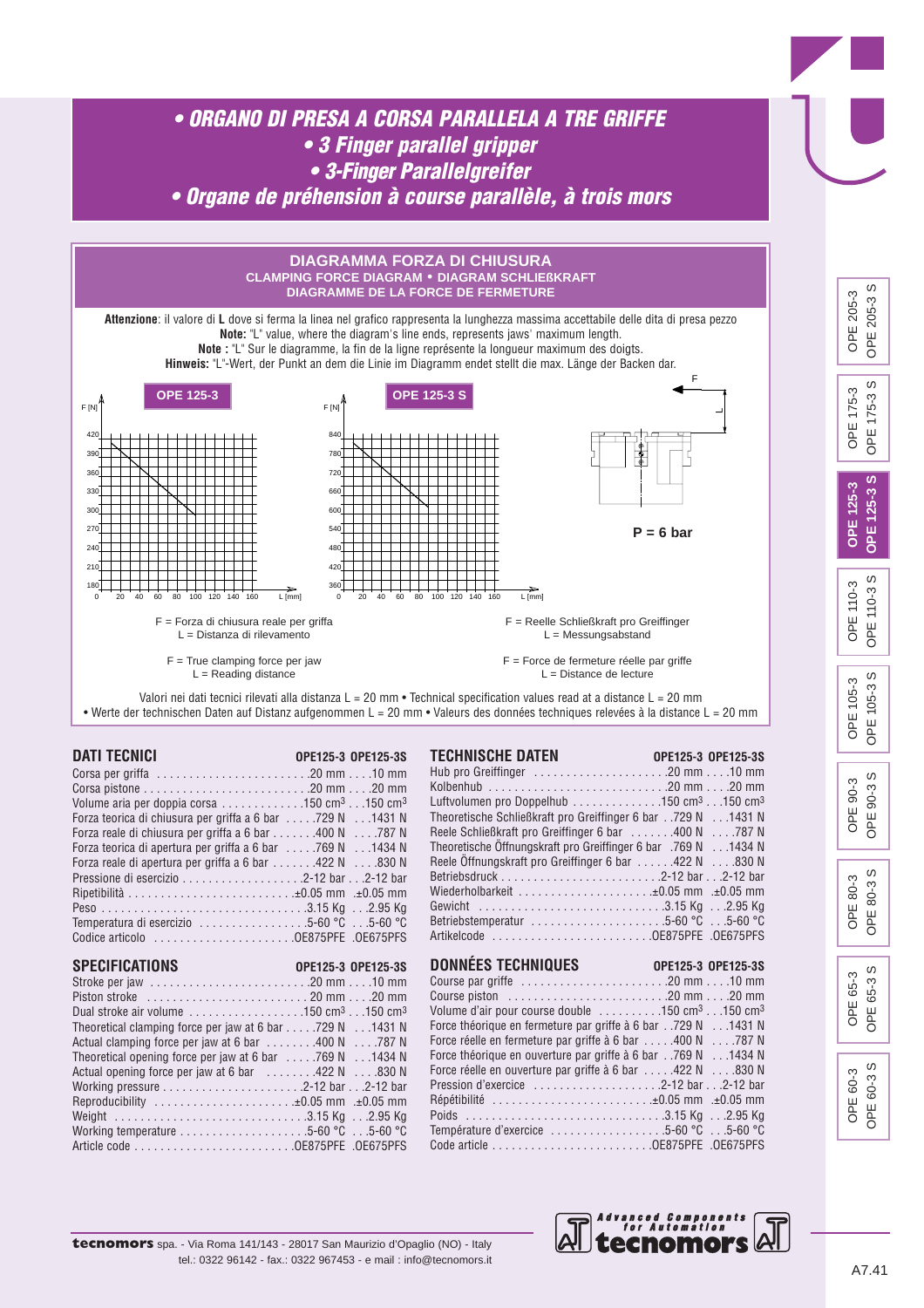# • ORGANO DI PRESA A CORSA PARALLELA A TRE GRIFFE
# • 3 Finger parallel gripper
# • 3-Finger Parallelgreifer
# • Organe de préhension à course parallèle, à trois mors

## DIAGRAMMA FORZA DI CHIUSURA
### CLAMPING FORCE DIAGRAM • DIAGRAM SCHLIEßKRAFT
### DIAGRAMME DE LA FORCE DE FERMETURE

**Attenzione**: il valore di **L** dove si ferma la linea nel grafico rappresenta la lunghezza massima accettabile delle dita di presa pezzo
**Note:** "L" value, where the diagram's line ends, represents jaws' maximum length.
**Note :** "L" Sur le diagramme, la fin de la ligne représente la longueur maximum des doigts.
**Hinweis:** "L"-Wert, der Punkt an dem die Linie im Diagramm endet stellt die max. Länge der Backen dar.

**OPE 125-3** — F [N] (180–420) vs L [mm] (0–160)

**OPE 125-3 S** — F [N] (360–840) vs L [mm] (0–160)

P = 6 bar

F = Forza di chiusura reale per griffa
L = Distanza di rilevamento

F = Reelle Schließkraft pro Greiffinger
L = Messungsabstand

F = True clamping force per jaw
L = Reading distance

F = Force de fermeture réelle par griffe
L = Distance de lecture

Valori nei dati tecnici rilevati alla distanza L = 20 mm • Technical specification values read at a distance L = 20 mm
• Werte der technischen Daten auf Distanz aufgenommen L = 20 mm • Valeurs des données techniques relevées à la distance L = 20 mm

## DATI TECNICI

| | OPE125-3 | OPE125-3S |
|---|---|---|
| Corsa per griffa | 20 mm | 10 mm |
| Corsa pistone | 20 mm | 20 mm |
| Volume aria per doppia corsa | 150 cm³ | 150 cm³ |
| Forza teorica di chiusura per griffa a 6 bar | 729 N | 1431 N |
| Forza reale di chiusura per griffa a 6 bar | 400 N | 787 N |
| Forza teorica di apertura per griffa a 6 bar | 769 N | 1434 N |
| Forza reale di apertura per griffa a 6 bar | 422 N | 830 N |
| Pressione di esercizio | 2-12 bar | 2-12 bar |
| Ripetibilità | ±0.05 mm | ±0.05 mm |
| Peso | 3.15 Kg | 2.95 Kg |
| Temperatura di esercizio | 5-60 °C | 5-60 °C |
| Codice articolo | OE875PFE | OE675PFS |

## TECHNISCHE DATEN

| | OPE125-3 | OPE125-3S |
|---|---|---|
| Hub pro Greiffinger | 20 mm | 10 mm |
| Kolbenhub | 20 mm | 20 mm |
| Luftvolumen pro Doppelhub | 150 cm³ | 150 cm³ |
| Theoretische Schließkraft pro Greiffinger 6 bar | 729 N | 1431 N |
| Reele Schließkraft pro Greiffinger 6 bar | 400 N | 787 N |
| Theoretische Öffnungskraft pro Greiffinger 6 bar | 769 N | 1434 N |
| Reele Öffnungskraft pro Greiffinger 6 bar | 422 N | 830 N |
| Betriebsdruck | 2-12 bar | 2-12 bar |
| Wiederholbarkeit | ±0.05 mm | ±0.05 mm |
| Gewicht | 3.15 Kg | 2.95 Kg |
| Betriebstemperatur | 5-60 °C | 5-60 °C |
| Artikelcode | OE875PFE | OE675PFS |

## SPECIFICATIONS

| | OPE125-3 | OPE125-3S |
|---|---|---|
| Stroke per jaw | 20 mm | 10 mm |
| Piston stroke | 20 mm | 20 mm |
| Dual stroke air volume | 150 cm³ | 150 cm³ |
| Theoretical clamping force per jaw at 6 bar | 729 N | 1431 N |
| Actual clamping force per jaw at 6 bar | 400 N | 787 N |
| Theoretical opening force per jaw at 6 bar | 769 N | 1434 N |
| Actual opening force per jaw at 6 bar | 422 N | 830 N |
| Working pressure | 2-12 bar | 2-12 bar |
| Reproducibility | ±0.05 mm | ±0.05 mm |
| Weight | 3.15 Kg | 2.95 Kg |
| Working temperature | 5-60 °C | 5-60 °C |
| Article code | OE875PFE | OE675PFS |

## DONNÉES TECHNIQUES

| | OPE125-3 | OPE125-3S |
|---|---|---|
| Course par griffe | 20 mm | 10 mm |
| Course piston | 20 mm | 20 mm |
| Volume d'air pour course double | 150 cm³ | 150 cm³ |
| Force théorique en fermeture par griffe à 6 bar | 729 N | 1431 N |
| Force réelle en fermeture par griffe à 6 bar | 400 N | 787 N |
| Force théorique en ouverture par griffe à 6 bar | 769 N | 1434 N |
| Force réelle en ouverture par griffe à 6 bar | 422 N | 830 N |
| Pression d'exercice | 2-12 bar | 2-12 bar |
| Répétibilité | ±0.05 mm | ±0.05 mm |
| Poids | 3.15 Kg | 2.95 Kg |
| Température d'exercice | 5-60 °C | 5-60 °C |
| Code article | OE875PFE | OE675PFS |

**tecnomors** spa. - Via Roma 141/143 - 28017 San Maurizio d'Opaglio (NO) - Italy
tel.: 0322 96142 - fax.: 0322 967453 - e mail : info@tecnomors.it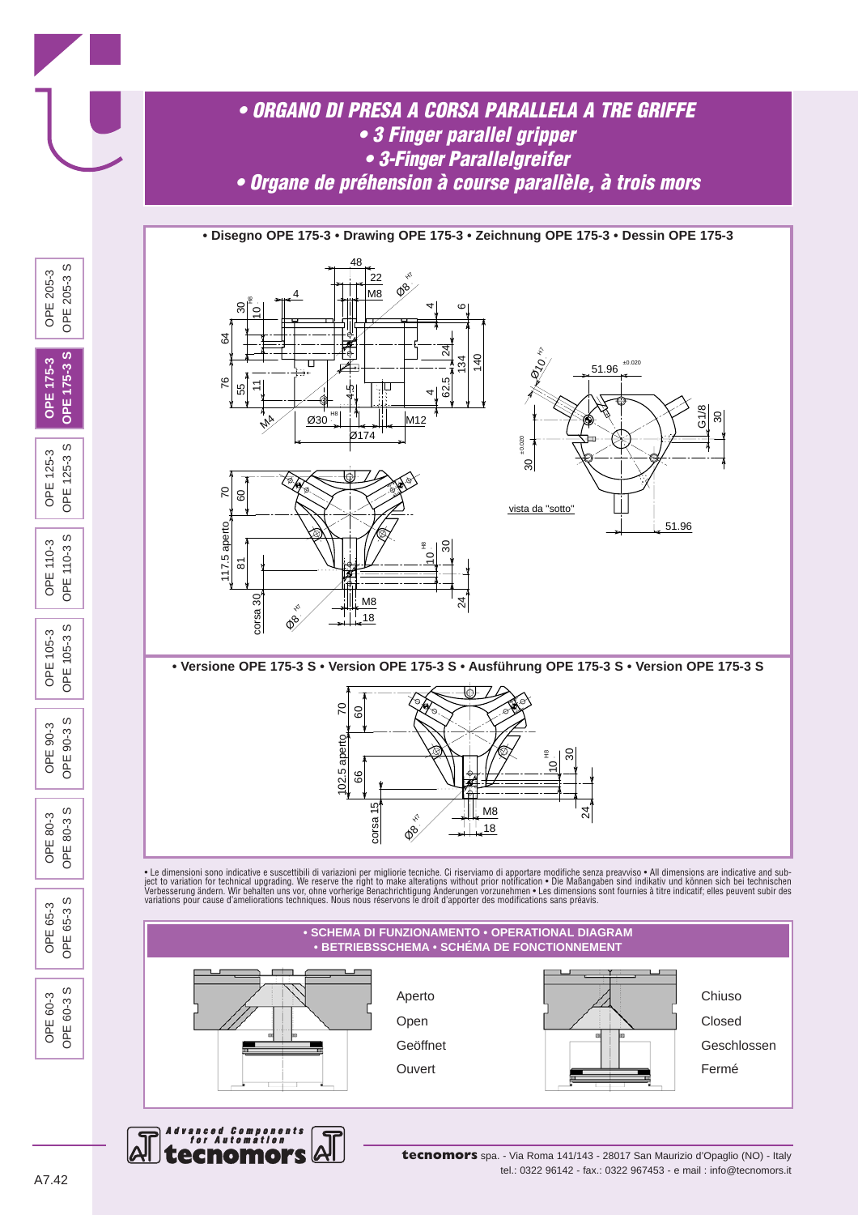# • ORGANO DI PRESA A CORSA PARALLELA A TRE GRIFFE
# • 3 Finger parallel gripper
# • 3-Finger Parallelgreifer
# • Organe de préhension à course parallèle, à trois mors

**• Disegno OPE 175-3 • Drawing OPE 175-3 • Zeichnung OPE 175-3 • Dessin OPE 175-3**

**• Versione OPE 175-3 S • Version OPE 175-3 S • Ausführung OPE 175-3 S • Version OPE 175-3 S**

• Le dimensioni sono indicative e suscettibili di variazioni per migliorie tecniche. Ci riserviamo di apportare modifiche senza preavviso • All dimensions are indicative and subject to variation for technical upgrading. We reserve the right to make alterations without prior notification • Die Maßangaben sind indikativ und können sich bei technischen Verbesserung ändern. Wir behalten uns vor, ohne vorherige Benachrichtigung Änderungen vorzunehmen • Les dimensions sont fournies à titre indicatif; elles peuvent subir des variations pour cause d'ameliorations techniques. Nous nous réservons le droit d'apporter des modifications sans préavis.

**• SCHEMA DI FUNZIONAMENTO • OPERATIONAL DIAGRAM • BETRIEBSSCHEMA • SCHÉMA DE FONCTIONNEMENT**

Aperto
Open
Geöffnet
Ouvert

Chiuso
Closed
Geschlossen
Fermé

**tecnomors** spa. - Via Roma 141/143 - 28017 San Maurizio d'Opaglio (NO) - Italy
tel.: 0322 96142 - fax.: 0322 967453 - e mail : info@tecnomors.it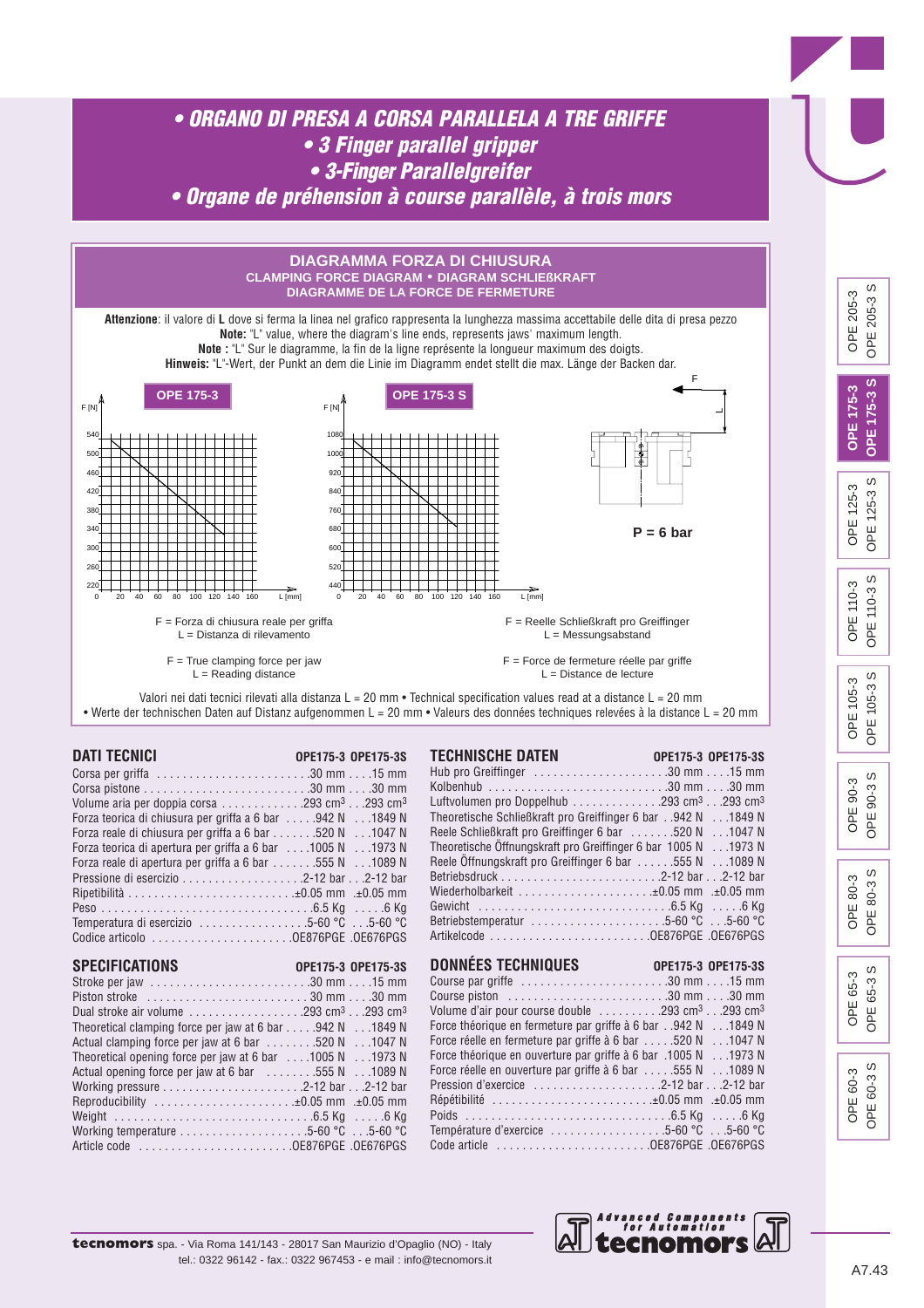# • ORGANO DI PRESA A CORSA PARALLELA A TRE GRIFFE
# • 3 Finger parallel gripper
# • 3-Finger Parallelgreifer
# • Organe de préhension à course parallèle, à trois mors

## DIAGRAMMA FORZA DI CHIUSURA
**CLAMPING FORCE DIAGRAM • DIAGRAM SCHLIEßKRAFT**
**DIAGRAMME DE LA FORCE DE FERMETURE**

**Attenzione**: il valore di **L** dove si ferma la linea nel grafico rappresenta la lunghezza massima accettabile delle dita di presa pezzo
**Note:** "L" value, where the diagram's line ends, represents jaws' maximum length.
**Note :** "L" Sur le diagramme, la fin de la ligne représente la longueur maximum des doigts.
**Hinweis:** "L"-Wert, der Punkt an dem die Linie im Diagramm endet stellt die max. Länge der Backen dar.

**OPE 175-3** — F [N] (220–540) vs L [mm] (0–160)

**OPE 175-3 S** — F [N] (440–1080) vs L [mm] (0–160)

P = 6 bar

F = Forza di chiusura reale per griffa
L = Distanza di rilevamento

F = True clamping force per jaw
L = Reading distance

F = Reelle Schließkraft pro Greiffinger
L = Messungsabstand

F = Force de fermeture réelle par griffe
L = Distance de lecture

Valori nei dati tecnici rilevati alla distanza L = 20 mm • Technical specification values read at a distance L = 20 mm
• Werte der technischen Daten auf Distanz aufgenommen L = 20 mm • Valeurs des données techniques relevées à la distance L = 20 mm

## DATI TECNICI

| | OPE175-3 | OPE175-3S |
|---|---|---|
| Corsa per griffa | 30 mm | 15 mm |
| Corsa pistone | 30 mm | 30 mm |
| Volume aria per doppia corsa | 293 cm³ | 293 cm³ |
| Forza teorica di chiusura per griffa a 6 bar | 942 N | 1849 N |
| Forza reale di chiusura per griffa a 6 bar | 520 N | 1047 N |
| Forza teorica di apertura per griffa a 6 bar | 1005 N | 1973 N |
| Forza reale di apertura per griffa a 6 bar | 555 N | 1089 N |
| Pressione di esercizio | 2-12 bar | 2-12 bar |
| Ripetibilità | ±0.05 mm | ±0.05 mm |
| Peso | 6.5 Kg | 6 Kg |
| Temperatura di esercizio | 5-60 °C | 5-60 °C |
| Codice articolo | OE876PGE | OE676PGS |

## SPECIFICATIONS

| | OPE175-3 | OPE175-3S |
|---|---|---|
| Stroke per jaw | 30 mm | 15 mm |
| Piston stroke | 30 mm | 30 mm |
| Dual stroke air volume | 293 cm³ | 293 cm³ |
| Theoretical clamping force per jaw at 6 bar | 942 N | 1849 N |
| Actual clamping force per jaw at 6 bar | 520 N | 1047 N |
| Theoretical opening force per jaw at 6 bar | 1005 N | 1973 N |
| Actual opening force per jaw at 6 bar | 555 N | 1089 N |
| Working pressure | 2-12 bar | 2-12 bar |
| Reproducibility | ±0.05 mm | ±0.05 mm |
| Weight | 6.5 Kg | 6 Kg |
| Working temperature | 5-60 °C | 5-60 °C |
| Article code | OE876PGE | OE676PGS |

## TECHNISCHE DATEN

| | OPE175-3 | OPE175-3S |
|---|---|---|
| Hub pro Greiffinger | 30 mm | 15 mm |
| Kolbenhub | 30 mm | 30 mm |
| Luftvolumen pro Doppelhub | 293 cm³ | 293 cm³ |
| Theoretische Schließkraft pro Greiffinger 6 bar | 942 N | 1849 N |
| Reele Schließkraft pro Greiffinger 6 bar | 520 N | 1047 N |
| Theoretische Öffnungskraft pro Greiffinger 6 bar | 1005 N | 1973 N |
| Reele Öffnungskraft pro Greiffinger 6 bar | 555 N | 1089 N |
| Betriebsdruck | 2-12 bar | 2-12 bar |
| Wiederholbarkeit | ±0.05 mm | ±0.05 mm |
| Gewicht | 6.5 Kg | 6 Kg |
| Betriebstemperatur | 5-60 °C | 5-60 °C |
| Artikelcode | OE876PGE | OE676PGS |

## DONNÉES TECHNIQUES

| | OPE175-3 | OPE175-3S |
|---|---|---|
| Course par griffe | 30 mm | 15 mm |
| Course piston | 30 mm | 30 mm |
| Volume d'air pour course double | 293 cm³ | 293 cm³ |
| Force théorique en fermeture par griffe à 6 bar | 942 N | 1849 N |
| Force réelle en fermeture par griffe à 6 bar | 520 N | 1047 N |
| Force théorique en ouverture par griffe à 6 bar | 1005 N | 1973 N |
| Force réelle en ouverture par griffe à 6 bar | 555 N | 1089 N |
| Pression d'exercice | 2-12 bar | 2-12 bar |
| Répétibilité | ±0.05 mm | ±0.05 mm |
| Poids | 6.5 Kg | 6 Kg |
| Température d'exercice | 5-60 °C | 5-60 °C |
| Code article | OE876PGE | OE676PGS |

**tecnomors** spa. - Via Roma 141/143 - 28017 San Maurizio d'Opaglio (NO) - Italy
tel.: 0322 96142 - fax.: 0322 967453 - e mail : info@tecnomors.it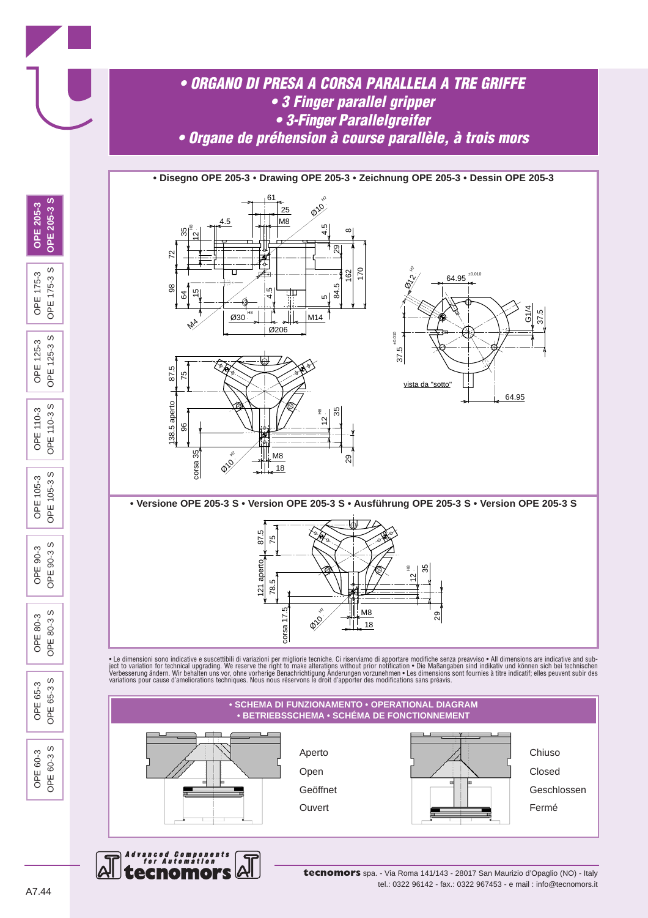# • ORGANO DI PRESA A CORSA PARALLELA A TRE GRIFFE
# • 3 Finger parallel gripper
# • 3-Finger Parallelgreifer
# • Organe de préhension à course parallèle, à trois mors

**• Disegno OPE 205-3 • Drawing OPE 205-3 • Zeichnung OPE 205-3 • Dessin OPE 205-3**

**• Versione OPE 205-3 S • Version OPE 205-3 S • Ausführung OPE 205-3 S • Version OPE 205-3 S**

• Le dimensioni sono indicative e suscettibili di variazioni per migliorie tecniche. Ci riserviamo di apportare modifiche senza preavviso • All dimensions are indicative and subject to variation for technical upgrading. We reserve the right to make alterations without prior notification • Die Maßangaben sind indikativ und können sich bei technischen Verbesserung ändern. Wir behalten uns vor, ohne vorherige Benachrichtigung Änderungen vorzunehmen • Les dimensions sont fournies à titre indicatif; elles peuvent subir des variations pour cause d'ameliorations techniques. Nous nous réservons le droit d'apporter des modifications sans préavis.

**• SCHEMA DI FUNZIONAMENTO • OPERATIONAL DIAGRAM • BETRIEBSSCHEMA • SCHÉMA DE FONCTIONNEMENT**

Aperto
Open
Geöffnet
Ouvert

Chiuso
Closed
Geschlossen
Fermé

**tecnomors** spa. - Via Roma 141/143 - 28017 San Maurizio d'Opaglio (NO) - Italy
tel.: 0322 96142 - fax.: 0322 967453 - e mail : info@tecnomors.it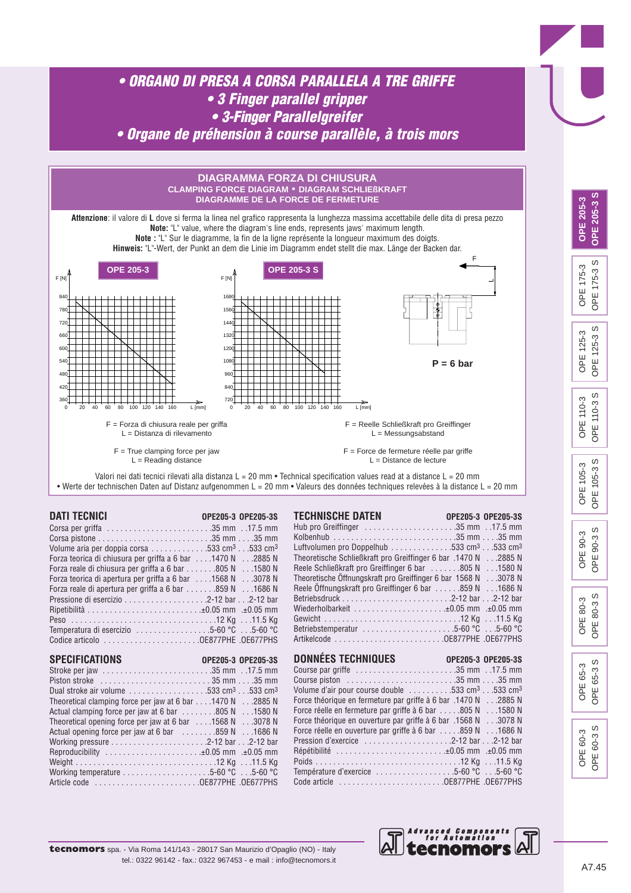# • ORGANO DI PRESA A CORSA PARALLELA A TRE GRIFFE
# • 3 Finger parallel gripper
# • 3-Finger Parallelgreifer
# • Organe de préhension à course parallèle, à trois mors

## DIAGRAMMA FORZA DI CHIUSURA
### CLAMPING FORCE DIAGRAM • DIAGRAM SCHLIEßKRAFT
### DIAGRAMME DE LA FORCE DE FERMETURE

**Attenzione**: il valore di **L** dove si ferma la linea nel grafico rappresenta la lunghezza massima accettabile delle dita di presa pezzo
**Note:** "L" value, where the diagram's line ends, represents jaws' maximum length.
**Note :** "L" Sur le diagramme, la fin de la ligne représente la longueur maximum des doigts.
**Hinweis:** "L"-Wert, der Punkt an dem die Linie im Diagramm endet stellt die max. Länge der Backen dar.

**OPE 205-3** — F [N] vs L [mm]

**OPE 205-3 S** — F [N] vs L [mm]

**P = 6 bar**

F = Forza di chiusura reale per griffa
L = Distanza di rilevamento

F = True clamping force per jaw
L = Reading distance

F = Reelle Schließkraft pro Greiffinger
L = Messungsabstand

F = Force de fermeture réelle par griffe
L = Distance de lecture

Valori nei dati tecnici rilevati alla distanza L = 20 mm • Technical specification values read at a distance L = 20 mm
• Werte der technischen Daten auf Distanz aufgenommen L = 20 mm • Valeurs des données techniques relevées à la distance L = 20 mm

## DATI TECNICI

| | OPE205-3 | OPE205-3S |
|---|---|---|
| Corsa per griffa | 35 mm | 17.5 mm |
| Corsa pistone | 35 mm | 35 mm |
| Volume aria per doppia corsa | 533 cm³ | 533 cm³ |
| Forza teorica di chiusura per griffa a 6 bar | 1470 N | 2885 N |
| Forza reale di chiusura per griffa a 6 bar | 805 N | 1580 N |
| Forza teorica di apertura per griffa a 6 bar | 1568 N | 3078 N |
| Forza reale di apertura per griffa a 6 bar | 859 N | 1686 N |
| Pressione di esercizio | 2-12 bar | 2-12 bar |
| Ripetibilità | ±0.05 mm | ±0.05 mm |
| Peso | 12 Kg | 11.5 Kg |
| Temperatura di esercizio | 5-60 °C | 5-60 °C |
| Codice articolo | OE877PHE | OE677PHS |

## TECHNISCHE DATEN

| | OPE205-3 | OPE205-3S |
|---|---|---|
| Hub pro Greiffinger | 35 mm | 17.5 mm |
| Kolbenhub | 35 mm | 35 mm |
| Luftvolumen pro Doppelhub | 533 cm³ | 533 cm³ |
| Theoretische Schließkraft pro Greiffinger 6 bar | 1470 N | 2885 N |
| Reele Schließkraft pro Greiffinger 6 bar | 805 N | 1580 N |
| Theoretische Öffnungskraft pro Greiffinger 6 bar | 1568 N | 3078 N |
| Reele Öffnungskraft pro Greiffinger 6 bar | 859 N | 1686 N |
| Betriebsdruck | 2-12 bar | 2-12 bar |
| Wiederholbarkeit | ±0.05 mm | ±0.05 mm |
| Gewicht | 12 Kg | 11.5 Kg |
| Betriebstemperatur | 5-60 °C | 5-60 °C |
| Artikelcode | OE877PHE | OE677PHS |

## SPECIFICATIONS

| | OPE205-3 | OPE205-3S |
|---|---|---|
| Stroke per jaw | 35 mm | 17.5 mm |
| Piston stroke | 35 mm | 35 mm |
| Dual stroke air volume | 533 cm³ | 533 cm³ |
| Theoretical clamping force per jaw at 6 bar | 1470 N | 2885 N |
| Actual clamping force per jaw at 6 bar | 805 N | 1580 N |
| Theoretical opening force per jaw at 6 bar | 1568 N | 3078 N |
| Actual opening force per jaw at 6 bar | 859 N | 1686 N |
| Working pressure | 2-12 bar | 2-12 bar |
| Reproducibility | ±0.05 mm | ±0.05 mm |
| Weight | 12 Kg | 11.5 Kg |
| Working temperature | 5-60 °C | 5-60 °C |
| Article code | OE877PHE | OE677PHS |

## DONNÉES TECHNIQUES

| | OPE205-3 | OPE205-3S |
|---|---|---|
| Course par griffe | 35 mm | 17.5 mm |
| Course piston | 35 mm | 35 mm |
| Volume d'air pour course double | 533 cm³ | 533 cm³ |
| Force théorique en fermeture par griffe à 6 bar | 1470 N | 2885 N |
| Force réelle en fermeture par griffe à 6 bar | 805 N | 1580 N |
| Force théorique en ouverture par griffe à 6 bar | 1568 N | 3078 N |
| Force réelle en ouverture par griffe à 6 bar | 859 N | 1686 N |
| Pression d'exercice | 2-12 bar | 2-12 bar |
| Répétibilité | ±0.05 mm | ±0.05 mm |
| Poids | 12 Kg | 11.5 Kg |
| Température d'exercice | 5-60 °C | 5-60 °C |
| Code article | OE877PHE | OE677PHS |

**tecnomors** spa. - Via Roma 141/143 - 28017 San Maurizio d'Opaglio (NO) - Italy
tel.: 0322 96142 - fax.: 0322 967453 - e mail : info@tecnomors.it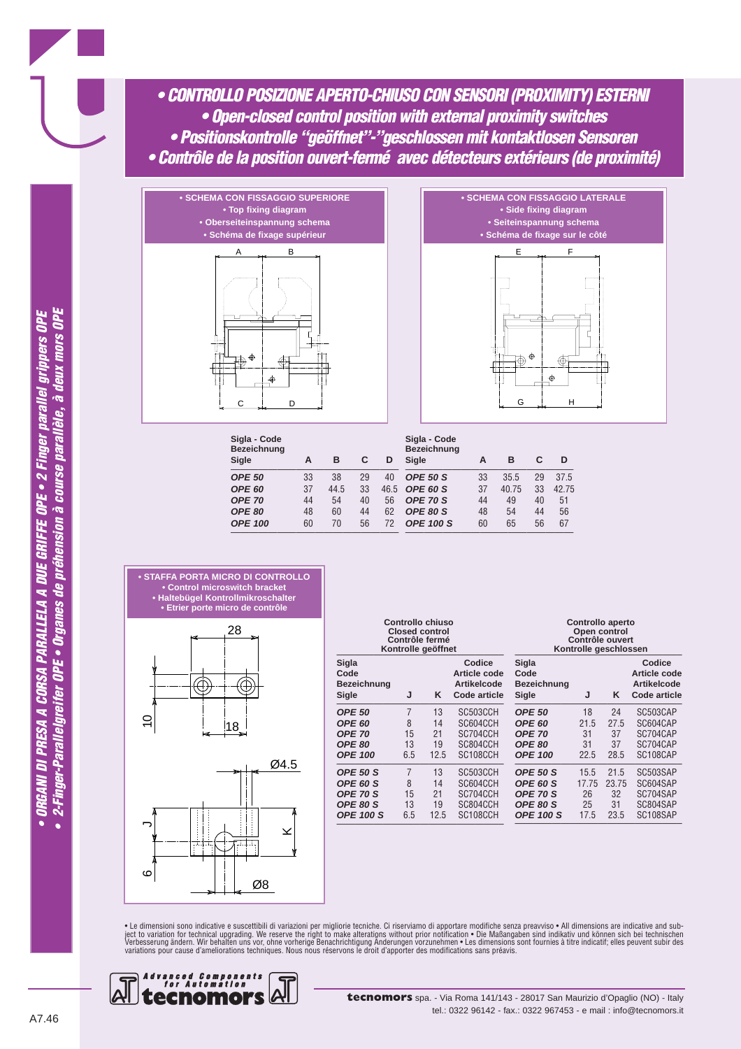# • CONTROLLO POSIZIONE APERTO-CHIUSO CON SENSORI (PROXIMITY) ESTERNI
# • Open-closed control position with external proximity switches
# • Positionskontrolle "geöffnet"-"geschlossen mit kontaktlosen Sensoren
# • Contrôle de la position ouvert-fermé avec détecteurs extérieurs (de proximité)

**• SCHEMA CON FISSAGGIO SUPERIORE**
**• Top fixing diagram**
**• Oberseiteinspannung schema**
**• Schéma de fixage supérieur**

**• SCHEMA CON FISSAGGIO LATERALE**
**• Side fixing diagram**
**• Seiteinspannung schema**
**• Schéma de fixage sur le côté**

| Sigla - Code Bezeichnung Sigle | A | B | C | D |
|---|---|---|---|---|
| *OPE 50* | 33 | 38 | 29 | 40 |
| *OPE 60* | 37 | 44.5 | 33 | 46.5 |
| *OPE 70* | 44 | 54 | 40 | 56 |
| *OPE 80* | 48 | 60 | 44 | 62 |
| *OPE 100* | 60 | 70 | 56 | 72 |

| Sigla - Code Bezeichnung Sigle | A | B | C | D |
|---|---|---|---|---|
| *OPE 50 S* | 33 | 35.5 | 29 | 37.5 |
| *OPE 60 S* | 37 | 40.75 | 33 | 42.75 |
| *OPE 70 S* | 44 | 49 | 40 | 51 |
| *OPE 80 S* | 48 | 54 | 44 | 56 |
| *OPE 100 S* | 60 | 65 | 56 | 67 |

**• STAFFA PORTA MICRO DI CONTROLLO**
**• Control microswitch bracket**
**• Haltebügel Kontrollmikroschalter**
**• Etrier porte micro de contrôle**

| Controllo chiuso / Closed control / Contrôle fermé / Kontrolle geöffnet | | | | Controllo aperto / Open control / Contrôle ouvert / Kontrolle geschlossen | | | |
|---|---|---|---|---|---|---|---|
| Sigla Code Bezeichnung Sigle | J | K | Codice Article code Artikelcode Code article | Sigla Code Bezeichnung Sigle | J | K | Codice Article code Artikelcode Code article |
| *OPE 50* | 7 | 13 | SC503CCH | *OPE 50* | 18 | 24 | SC503CAP |
| *OPE 60* | 8 | 14 | SC604CCH | *OPE 60* | 21.5 | 27.5 | SC604CAP |
| *OPE 70* | 15 | 21 | SC704CCH | *OPE 70* | 31 | 37 | SC704CAP |
| *OPE 80* | 13 | 19 | SC804CCH | *OPE 80* | 31 | 37 | SC704CAP |
| *OPE 100* | 6.5 | 12.5 | SC108CCH | *OPE 100* | 22.5 | 28.5 | SC108CAP |
| *OPE 50 S* | 7 | 13 | SC503CCH | *OPE 50 S* | 15.5 | 21.5 | SC503SAP |
| *OPE 60 S* | 8 | 14 | SC604CCH | *OPE 60 S* | 17.75 | 23.75 | SC604SAP |
| *OPE 70 S* | 15 | 21 | SC704CCH | *OPE 70 S* | 26 | 32 | SC704SAP |
| *OPE 80 S* | 13 | 19 | SC804CCH | *OPE 80 S* | 25 | 31 | SC804SAP |
| *OPE 100 S* | 6.5 | 12.5 | SC108CCH | *OPE 100 S* | 17.5 | 23.5 | SC108SAP |

• Le dimensioni sono indicative e suscettibili di variazioni per migliorie tecniche. Ci riserviamo di apportare modifiche senza preavviso • All dimensions are indicative and subject to variation for technical upgrading. We reserve the right to make alterations without prior notification • Die Maßangaben sind indikativ und können sich bei technischen Verbesserung ändern. Wir behalten uns vor, ohne vorherige Benachrichtigung Änderungen vorzunehmen • Les dimensions sont fournies à titre indicatif; elles peuvent subir des variations pour cause d'ameliorations techniques. Nous nous réservons le droit d'apporter des modifications sans préavis.

**tecnomors** spa. - Via Roma 141/143 - 28017 San Maurizio d'Opaglio (NO) - Italy
tel.: 0322 96142 - fax.: 0322 967453 - e mail : info@tecnomors.it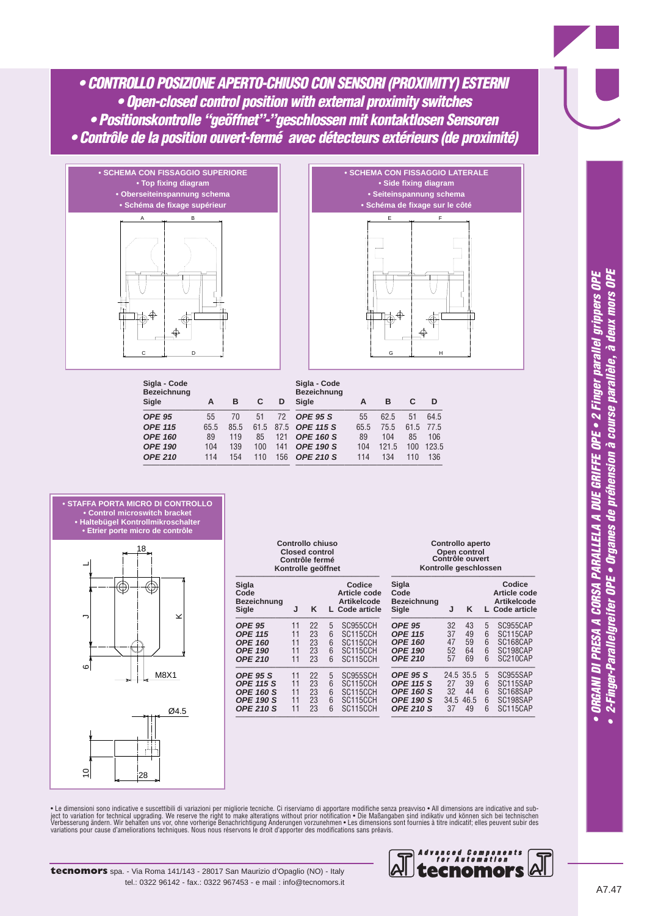# • CONTROLLO POSIZIONE APERTO-CHIUSO CON SENSORI (PROXIMITY) ESTERNI
# • Open-closed control position with external proximity switches
# • Positionskontrolle "geöffnet"-"geschlossen mit kontaktlosen Sensoren
# • Contrôle de la position ouvert-fermé avec détecteurs extérieurs (de proximité)

**• SCHEMA CON FISSAGGIO SUPERIORE**
**• Top fixing diagram**
**• Oberseiteinspannung schema**
**• Schéma de fixage supérieur**

**• SCHEMA CON FISSAGGIO LATERALE**
**• Side fixing diagram**
**• Seiteinspannung schema**
**• Schéma de fixage sur le côté**

| Sigla - Code Bezeichnung Sigle | A | B | C | D |
|---|---|---|---|---|
| ***OPE 95*** | 55 | 70 | 51 | 72 |
| ***OPE 115*** | 65.5 | 85.5 | 61.5 | 87.5 |
| ***OPE 160*** | 89 | 119 | 85 | 121 |
| ***OPE 190*** | 104 | 139 | 100 | 141 |
| ***OPE 210*** | 114 | 154 | 110 | 156 |

| Sigla - Code Bezeichnung Sigle | A | B | C | D |
|---|---|---|---|---|
| ***OPE 95 S*** | 55 | 62.5 | 51 | 64.5 |
| ***OPE 115 S*** | 65.5 | 75.5 | 61.5 | 77.5 |
| ***OPE 160 S*** | 89 | 104 | 85 | 106 |
| ***OPE 190 S*** | 104 | 121.5 | 100 | 123.5 |
| ***OPE 210 S*** | 114 | 134 | 110 | 136 |

**• STAFFA PORTA MICRO DI CONTROLLO**
**• Control microswitch bracket**
**• Haltebügel Kontrollmikroschalter**
**• Etrier porte micro de contrôle**

**Controllo chiuso / Closed control / Contrôle fermé / Kontrolle geöffnet**

| Sigla Code Bezeichnung Sigle | J | K | L | Codice Article code Artikelcode Code article |
|---|---|---|---|---|
| ***OPE 95*** | 11 | 22 | 5 | SC955CCH |
| ***OPE 115*** | 11 | 23 | 6 | SC115CCH |
| ***OPE 160*** | 11 | 23 | 6 | SC115CCH |
| ***OPE 190*** | 11 | 23 | 6 | SC115CCH |
| ***OPE 210*** | 11 | 23 | 6 | SC115CCH |
| ***OPE 95 S*** | 11 | 22 | 5 | SC955SCH |
| ***OPE 115 S*** | 11 | 23 | 6 | SC115CCH |
| ***OPE 160 S*** | 11 | 23 | 6 | SC115CCH |
| ***OPE 190 S*** | 11 | 23 | 6 | SC115CCH |
| ***OPE 210 S*** | 11 | 23 | 6 | SC115CCH |

**Controllo aperto / Open control / Contrôle ouvert / Kontrolle geschlossen**

| Sigla Code Bezeichnung Sigle | J | K | L | Codice Article code Artikelcode Code article |
|---|---|---|---|---|
| ***OPE 95*** | 32 | 43 | 5 | SC955CAP |
| ***OPE 115*** | 37 | 49 | 6 | SC115CAP |
| ***OPE 160*** | 47 | 59 | 6 | SC168CAP |
| ***OPE 190*** | 52 | 64 | 6 | SC198CAP |
| ***OPE 210*** | 57 | 69 | 6 | SC210CAP |
| ***OPE 95 S*** | 24.5 | 35.5 | 5 | SC955SAP |
| ***OPE 115 S*** | 27 | 39 | 6 | SC115SAP |
| ***OPE 160 S*** | 32 | 44 | 6 | SC168SAP |
| ***OPE 190 S*** | 34.5 | 46.5 | 6 | SC198SAP |
| ***OPE 210 S*** | 37 | 49 | 6 | SC115CAP |

• Le dimensioni sono indicative e suscettibili di variazioni per migliorie tecniche. Ci riserviamo di apportare modifiche senza preavviso • All dimensions are indicative and subject to variation for technical upgrading. We reserve the right to make alterations without prior notification • Die Maßangaben sind indikativ und können sich bei technischen Verbesserung ändern. Wir behalten uns vor, ohne vorherige Benachrichtigung Änderungen vorzunehmen • Les dimensions sont fournies à titre indicatif; elles peuvent subir des variations pour cause d'ameliorations techniques. Nous nous réservons le droit d'apporter des modifications sans préavis.

**tecnomors** spa. - Via Roma 141/143 - 28017 San Maurizio d'Opaglio (NO) - Italy
tel.: 0322 96142 - fax.: 0322 967453 - e mail : info@tecnomors.it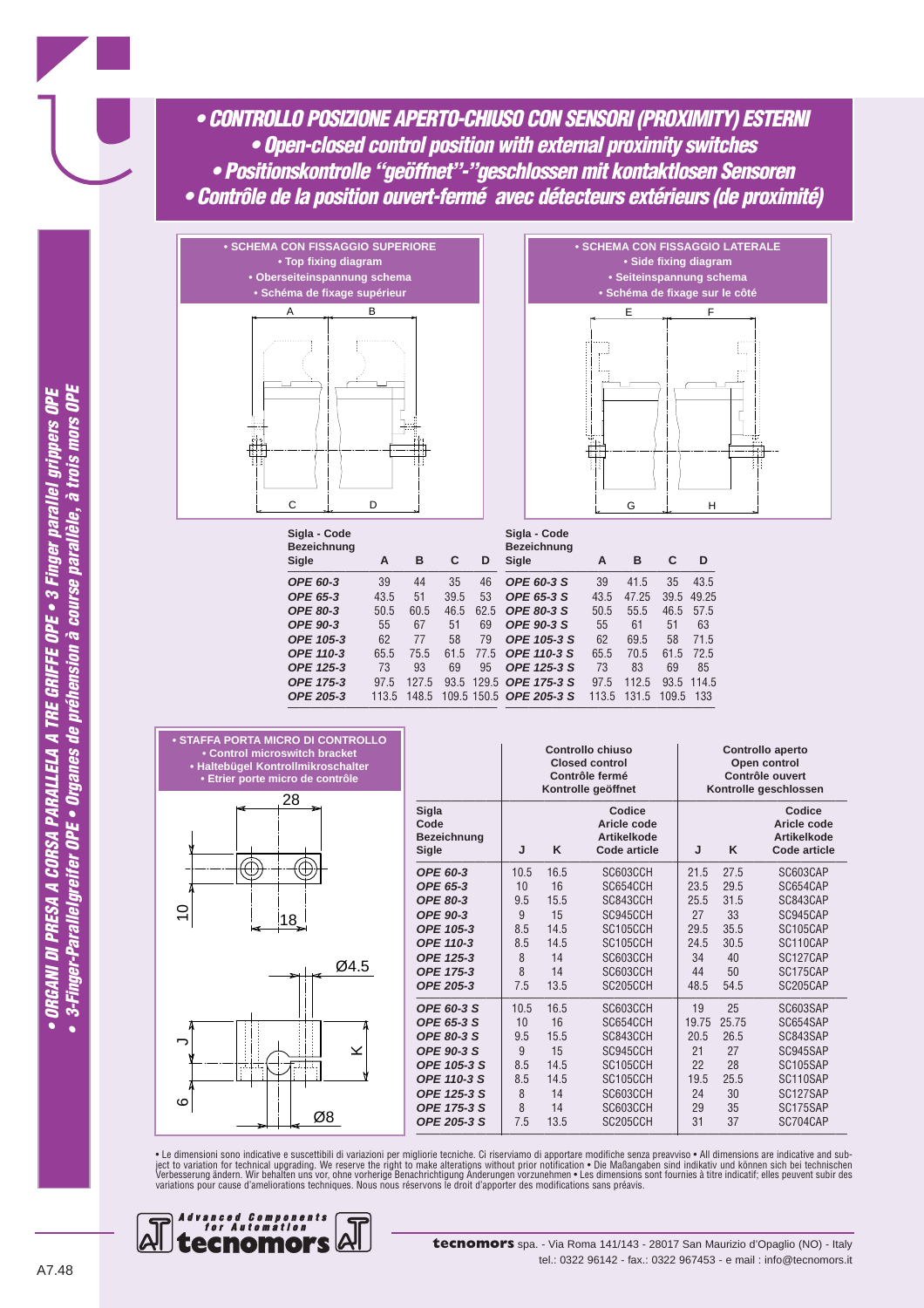# • CONTROLLO POSIZIONE APERTO-CHIUSO CON SENSORI (PROXIMITY) ESTERNI
# • Open-closed control position with external proximity switches
# • Positionskontrolle "geöffnet"-"geschlossen mit kontaktlosen Sensoren
# • Contrôle de la position ouvert-fermé avec détecteurs extérieurs (de proximité)

• ORGANI DI PRESA A CORSA PARALLELA A TRE GRIFFE OPE • 3 Finger parallel grippers OPE
• 3-Finger-Parallelgreifer OPE • Organes de préhension à course parallèle, à trois mors OPE

**• SCHEMA CON FISSAGGIO SUPERIORE**
**• Top fixing diagram**
**• Oberseiteinspannung schema**
**• Schéma de fixage supérieur**

**• SCHEMA CON FISSAGGIO LATERALE**
**• Side fixing diagram**
**• Seiteinspannung schema**
**• Schéma de fixage sur le côté**

| Sigla - Code Bezeichnung Sigle | A | B | C | D | Sigla - Code Bezeichnung Sigle | A | B | C | D |
|---|---|---|---|---|---|---|---|---|---|
| *OPE 60-3* | 39 | 44 | 35 | 46 | *OPE 60-3 S* | 39 | 41.5 | 35 | 43.5 |
| *OPE 65-3* | 43.5 | 51 | 39.5 | 53 | *OPE 65-3 S* | 43.5 | 47.25 | 39.5 | 49.25 |
| *OPE 80-3* | 50.5 | 60.5 | 46.5 | 62.5 | *OPE 80-3 S* | 50.5 | 55.5 | 46.5 | 57.5 |
| *OPE 90-3* | 55 | 67 | 51 | 69 | *OPE 90-3 S* | 55 | 61 | 51 | 63 |
| *OPE 105-3* | 62 | 77 | 58 | 79 | *OPE 105-3 S* | 62 | 69.5 | 58 | 71.5 |
| *OPE 110-3* | 65.5 | 75.5 | 61.5 | 77.5 | *OPE 110-3 S* | 65.5 | 70.5 | 61.5 | 72.5 |
| *OPE 125-3* | 73 | 93 | 69 | 95 | *OPE 125-3 S* | 73 | 83 | 69 | 85 |
| *OPE 175-3* | 97.5 | 127.5 | 93.5 | 129.5 | *OPE 175-3 S* | 97.5 | 112.5 | 93.5 | 114.5 |
| *OPE 205-3* | 113.5 | 148.5 | 109.5 | 150.5 | *OPE 205-3 S* | 113.5 | 131.5 | 109.5 | 133 |

**• STAFFA PORTA MICRO DI CONTROLLO**
**• Control microswitch bracket**
**• Haltebügel Kontrollmikroschalter**
**• Etrier porte micro de contrôle**

| | Controllo chiuso / Closed control / Contrôle fermé / Kontrolle geöffnet | | | Controllo aperto / Open control / Contrôle ouvert / Kontrolle geschlossen | | |
|---|---|---|---|---|---|---|
| **Sigla Code Bezeichnung Sigle** | **J** | **K** | **Codice Aricle code Artikelkode Code article** | **J** | **K** | **Codice Aricle code Artikelkode Code article** |
| *OPE 60-3* | 10.5 | 16.5 | SC603CCH | 21.5 | 27.5 | SC603CAP |
| *OPE 65-3* | 10 | 16 | SC654CCH | 23.5 | 29.5 | SC654CAP |
| *OPE 80-3* | 9.5 | 15.5 | SC843CCH | 25.5 | 31.5 | SC843CAP |
| *OPE 90-3* | 9 | 15 | SC945CCH | 27 | 33 | SC945CAP |
| *OPE 105-3* | 8.5 | 14.5 | SC105CCH | 29.5 | 35.5 | SC105CAP |
| *OPE 110-3* | 8.5 | 14.5 | SC105CCH | 24.5 | 30.5 | SC110CAP |
| *OPE 125-3* | 8 | 14 | SC603CCH | 34 | 40 | SC127CAP |
| *OPE 175-3* | 8 | 14 | SC603CCH | 44 | 50 | SC175CAP |
| *OPE 205-3* | 7.5 | 13.5 | SC205CCH | 48.5 | 54.5 | SC205CAP |
| *OPE 60-3 S* | 10.5 | 16.5 | SC603CCH | 19 | 25 | SC603SAP |
| *OPE 65-3 S* | 10 | 16 | SC654CCH | 19.75 | 25.75 | SC654SAP |
| *OPE 80-3 S* | 9.5 | 15.5 | SC843CCH | 20.5 | 26.5 | SC843SAP |
| *OPE 90-3 S* | 9 | 15 | SC945CCH | 21 | 27 | SC945SAP |
| *OPE 105-3 S* | 8.5 | 14.5 | SC105CCH | 22 | 28 | SC105SAP |
| *OPE 110-3 S* | 8.5 | 14.5 | SC105CCH | 19.5 | 25.5 | SC110SAP |
| *OPE 125-3 S* | 8 | 14 | SC603CCH | 24 | 30 | SC127SAP |
| *OPE 175-3 S* | 8 | 14 | SC603CCH | 29 | 35 | SC175SAP |
| *OPE 205-3 S* | 7.5 | 13.5 | SC205CCH | 31 | 37 | SC704CAP |

• Le dimensioni sono indicative e suscettibili di variazioni per migliorie tecniche. Ci riserviamo di apportare modifiche senza preavviso • All dimensions are indicative and subject to variation for technical upgrading. We reserve the right to make alterations without prior notification • Die Maßangaben sind indikativ und können sich bei technischen Verbesserung ändern. Wir behalten uns vor, ohne vorherige Benachrichtigung Änderungen vorzunehmen • Les dimensions sont fournies à titre indicatif; elles peuvent subir des variations pour cause d'ameliorations techniques. Nous nous réservons le droit d'apporter des modifications sans préavis.

Advanced Components for Automation — tecnomors

**tecnomors** spa. - Via Roma 141/143 - 28017 San Maurizio d'Opaglio (NO) - Italy
tel.: 0322 96142 - fax.: 0322 967453 - e mail : info@tecnomors.it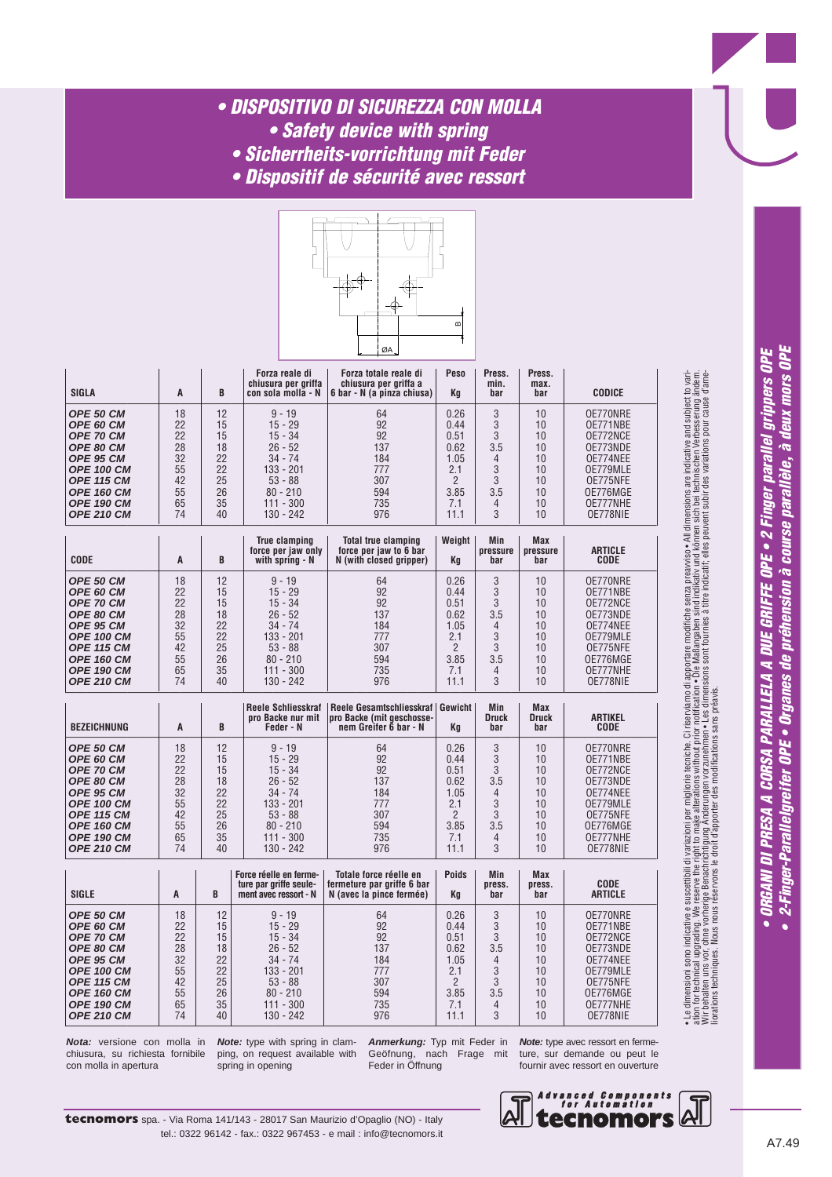# • DISPOSITIVO DI SICUREZZA CON MOLLA

## • Safety device with spring

## • Sicherrheits-vorrichtung mit Feder

## • Dispositif de sécurité avec ressort

| SIGLA | A | B | Forza reale di chiusura per griffa con sola molla - N | Forza totale reale di chiusura per griffa a 6 bar - N (a pinza chiusa) | Peso Kg | Press. min. bar | Press. max. bar | CODICE |
|---|---|---|---|---|---|---|---|---|
| *OPE 50 CM* | 18 | 12 | 9 - 19 | 64 | 0.26 | 3 | 10 | OE770NRE |
| *OPE 60 CM* | 22 | 15 | 15 - 29 | 92 | 0.44 | 3 | 10 | OE771NBE |
| *OPE 70 CM* | 22 | 15 | 15 - 34 | 92 | 0.51 | 3 | 10 | OE772NCE |
| *OPE 80 CM* | 28 | 18 | 26 - 52 | 137 | 0.62 | 3.5 | 10 | OE773NDE |
| *OPE 95 CM* | 32 | 22 | 34 - 74 | 184 | 1.05 | 4 | 10 | OE774NEE |
| *OPE 100 CM* | 55 | 22 | 133 - 201 | 777 | 2.1 | 3 | 10 | OE779MLE |
| *OPE 115 CM* | 42 | 25 | 53 - 88 | 307 | 2 | 3 | 10 | OE775NFE |
| *OPE 160 CM* | 55 | 26 | 80 - 210 | 594 | 3.85 | 3.5 | 10 | OE776MGE |
| *OPE 190 CM* | 65 | 35 | 111 - 300 | 735 | 7.1 | 4 | 10 | OE777NHE |
| *OPE 210 CM* | 74 | 40 | 130 - 242 | 976 | 11.1 | 3 | 10 | OE778NIE |

| CODE | A | B | True clamping force per jaw only with spring - N | Total true clamping force per jaw to 6 bar N (with closed gripper) | Weight Kg | Min pressure bar | Max pressure bar | ARTICLE CODE |
|---|---|---|---|---|---|---|---|---|
| *OPE 50 CM* | 18 | 12 | 9 - 19 | 64 | 0.26 | 3 | 10 | OE770NRE |
| *OPE 60 CM* | 22 | 15 | 15 - 29 | 92 | 0.44 | 3 | 10 | OE771NBE |
| *OPE 70 CM* | 22 | 15 | 15 - 34 | 92 | 0.51 | 3 | 10 | OE772NCE |
| *OPE 80 CM* | 28 | 18 | 26 - 52 | 137 | 0.62 | 3.5 | 10 | OE773NDE |
| *OPE 95 CM* | 32 | 22 | 34 - 74 | 184 | 1.05 | 4 | 10 | OE774NEE |
| *OPE 100 CM* | 55 | 22 | 133 - 201 | 777 | 2.1 | 3 | 10 | OE779MLE |
| *OPE 115 CM* | 42 | 25 | 53 - 88 | 307 | 2 | 3 | 10 | OE775NFE |
| *OPE 160 CM* | 55 | 26 | 80 - 210 | 594 | 3.85 | 3.5 | 10 | OE776MGE |
| *OPE 190 CM* | 65 | 35 | 111 - 300 | 735 | 7.1 | 4 | 10 | OE777NHE |
| *OPE 210 CM* | 74 | 40 | 130 - 242 | 976 | 11.1 | 3 | 10 | OE778NIE |

| BEZEICHNUNG | A | B | Reele Schliesskraf pro Backe nur mit Feder - N | Reele Gesamtschliesskraf pro Backe (mit geschosse-nem Greifer 6 bar - N | Gewicht Kg | Min Druck bar | Max Druck bar | ARTIKEL CODE |
|---|---|---|---|---|---|---|---|---|
| *OPE 50 CM* | 18 | 12 | 9 - 19 | 64 | 0.26 | 3 | 10 | OE770NRE |
| *OPE 60 CM* | 22 | 15 | 15 - 29 | 92 | 0.44 | 3 | 10 | OE771NBE |
| *OPE 70 CM* | 22 | 15 | 15 - 34 | 92 | 0.51 | 3 | 10 | OE772NCE |
| *OPE 80 CM* | 28 | 18 | 26 - 52 | 137 | 0.62 | 3.5 | 10 | OE773NDE |
| *OPE 95 CM* | 32 | 22 | 34 - 74 | 184 | 1.05 | 4 | 10 | OE774NEE |
| *OPE 100 CM* | 55 | 22 | 133 - 201 | 777 | 2.1 | 3 | 10 | OE779MLE |
| *OPE 115 CM* | 42 | 25 | 53 - 88 | 307 | 2 | 3 | 10 | OE775NFE |
| *OPE 160 CM* | 55 | 26 | 80 - 210 | 594 | 3.85 | 3.5 | 10 | OE776MGE |
| *OPE 190 CM* | 65 | 35 | 111 - 300 | 735 | 7.1 | 4 | 10 | OE777NHE |
| *OPE 210 CM* | 74 | 40 | 130 - 242 | 976 | 11.1 | 3 | 10 | OE778NIE |

| SIGLE | A | B | Force réelle en ferme-ture par griffe seule-ment avec ressort - N | Totale force réelle en fermeture par griffe 6 bar N (avec la pince fermée) | Poids Kg | Min press. bar | Max press. bar | CODE ARTICLE |
|---|---|---|---|---|---|---|---|---|
| *OPE 50 CM* | 18 | 12 | 9 - 19 | 64 | 0.26 | 3 | 10 | OE770NRE |
| *OPE 60 CM* | 22 | 15 | 15 - 29 | 92 | 0.44 | 3 | 10 | OE771NBE |
| *OPE 70 CM* | 22 | 15 | 15 - 34 | 92 | 0.51 | 3 | 10 | OE772NCE |
| *OPE 80 CM* | 28 | 18 | 26 - 52 | 137 | 0.62 | 3.5 | 10 | OE773NDE |
| *OPE 95 CM* | 32 | 22 | 34 - 74 | 184 | 1.05 | 4 | 10 | OE774NEE |
| *OPE 100 CM* | 55 | 22 | 133 - 201 | 777 | 2.1 | 3 | 10 | OE779MLE |
| *OPE 115 CM* | 42 | 25 | 53 - 88 | 307 | 2 | 3 | 10 | OE775NFE |
| *OPE 160 CM* | 55 | 26 | 80 - 210 | 594 | 3.85 | 3.5 | 10 | OE776MGE |
| *OPE 190 CM* | 65 | 35 | 111 - 300 | 735 | 7.1 | 4 | 10 | OE777NHE |
| *OPE 210 CM* | 74 | 40 | 130 - 242 | 976 | 11.1 | 3 | 10 | OE778NIE |

***Nota:*** versione con molla in chiusura, su richiesta fornibile con molla in apertura

***Note:*** type with spring in clamping, on request available with spring in opening

***Anmerkung:*** Typ mit Feder in Geöfnung, nach Frage mit Feder in Öffnung

***Note:*** type avec ressort en fermeture, sur demande ou peut le fournir avec ressort en ouverture

• Le dimensioni sono indicative e suscettibili di variazioni per migliorie tecniche. Ci riserviamo di apportare modifiche senza preavviso • All dimensions are indicative and subject to variation for technical upgrading. We reserve the right to make alterations without prior notification • Die Maßangaben sind indikativ und können sich bei technischen Verbesserung ändern. Wir behalten uns vor, ohne vorherige Benachrichtigung Änderungen vorzunehmen • Les dimensions sont fournies à titre indicatif; elles peuvent subir des variations pour cause d'améliorations techniques. Nous nous réservons le droit d'apporter des modifications sans préavis.

• ORGANI DI PRESA A CORSA PARALLELA A DUE GRIFFE OPE • 2 Finger parallel grippers OPE
• 2-Finger-Parallelgreifer OPE • Organes de préhension à course parallèle, à deux mors OPE

**tecnomors** spa. - Via Roma 141/143 - 28017 San Maurizio d'Opaglio (NO) - Italy
tel.: 0322 96142 - fax.: 0322 967453 - e mail : info@tecnomors.it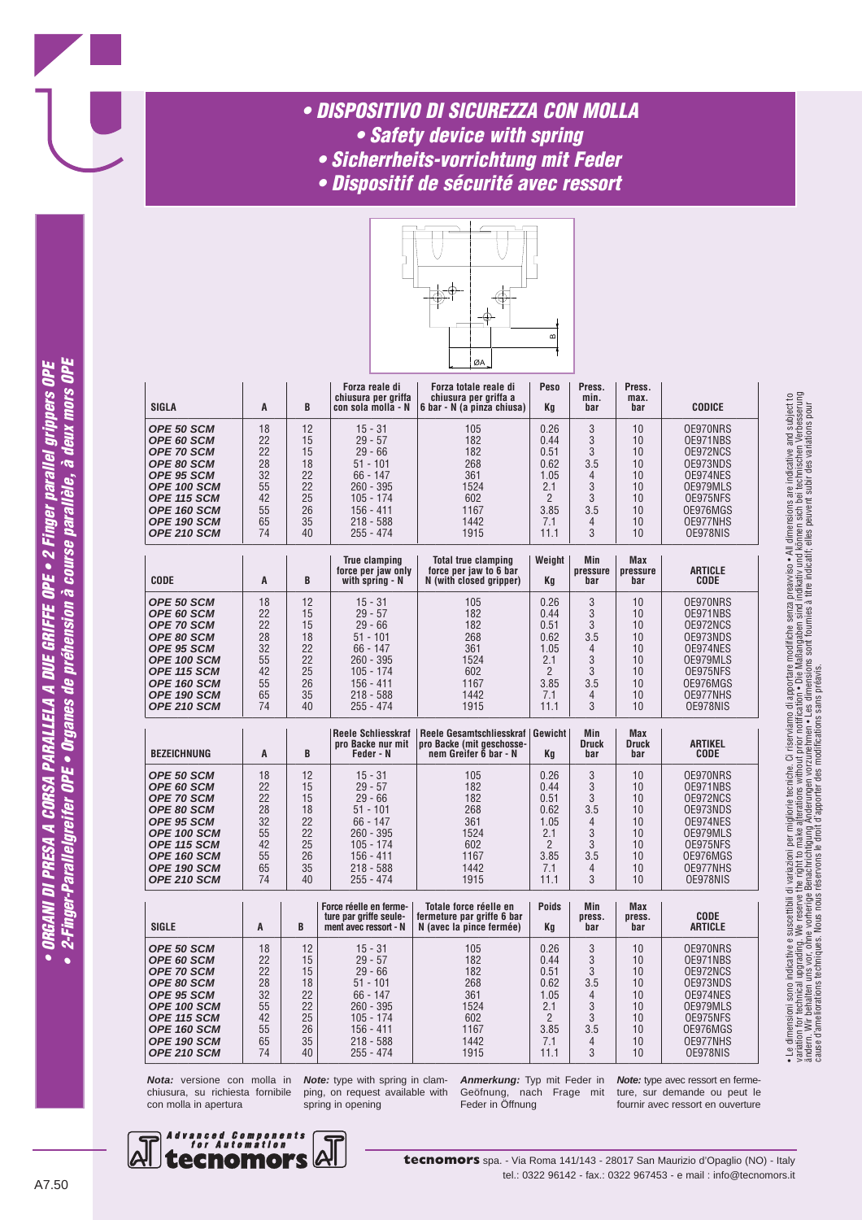# • DISPOSITIVO DI SICUREZZA CON MOLLA
## • Safety device with spring
## • Sicherrheits-vorrichtung mit Feder
## • Dispositif de sécurité avec ressort

| SIGLA | A | B | Forza reale di chiusura per griffa con sola molla - N | Forza totale reale di chiusura per griffa a 6 bar - N (a pinza chiusa) | Peso Kg | Press. min. bar | Press. max. bar | CODICE |
|---|---|---|---|---|---|---|---|---|
| OPE 50 SCM | 18 | 12 | 15 - 31 | 105 | 0.26 | 3 | 10 | OE970NRS |
| OPE 60 SCM | 22 | 15 | 29 - 57 | 182 | 0.44 | 3 | 10 | OE971NBS |
| OPE 70 SCM | 22 | 15 | 29 - 66 | 182 | 0.51 | 3 | 10 | OE972NCS |
| OPE 80 SCM | 28 | 18 | 51 - 101 | 268 | 0.62 | 3.5 | 10 | OE973NDS |
| OPE 95 SCM | 32 | 22 | 66 - 147 | 361 | 1.05 | 4 | 10 | OE974NES |
| OPE 100 SCM | 55 | 22 | 260 - 395 | 1524 | 2.1 | 3 | 10 | OE979MLS |
| OPE 115 SCM | 42 | 25 | 105 - 174 | 602 | 2 | 3 | 10 | OE975NFS |
| OPE 160 SCM | 55 | 26 | 156 - 411 | 1167 | 3.85 | 3.5 | 10 | OE976MGS |
| OPE 190 SCM | 65 | 35 | 218 - 588 | 1442 | 7.1 | 4 | 10 | OE977NHS |
| OPE 210 SCM | 74 | 40 | 255 - 474 | 1915 | 11.1 | 3 | 10 | OE978NIS |

| CODE | A | B | True clamping force per jaw only with spring - N | Total true clamping force per jaw to 6 bar N (with closed gripper) | Weight Kg | Min pressure bar | Max pressure bar | ARTICLE CODE |
|---|---|---|---|---|---|---|---|---|
| OPE 50 SCM | 18 | 12 | 15 - 31 | 105 | 0.26 | 3 | 10 | OE970NRS |
| OPE 60 SCM | 22 | 15 | 29 - 57 | 182 | 0.44 | 3 | 10 | OE971NBS |
| OPE 70 SCM | 22 | 15 | 29 - 66 | 182 | 0.51 | 3 | 10 | OE972NCS |
| OPE 80 SCM | 28 | 18 | 51 - 101 | 268 | 0.62 | 3.5 | 10 | OE973NDS |
| OPE 95 SCM | 32 | 22 | 66 - 147 | 361 | 1.05 | 4 | 10 | OE974NES |
| OPE 100 SCM | 55 | 22 | 260 - 395 | 1524 | 2.1 | 3 | 10 | OE979MLS |
| OPE 115 SCM | 42 | 25 | 105 - 174 | 602 | 2 | 3 | 10 | OE975NFS |
| OPE 160 SCM | 55 | 26 | 156 - 411 | 1167 | 3.85 | 3.5 | 10 | OE976MGS |
| OPE 190 SCM | 65 | 35 | 218 - 588 | 1442 | 7.1 | 4 | 10 | OE977NHS |
| OPE 210 SCM | 74 | 40 | 255 - 474 | 1915 | 11.1 | 3 | 10 | OE978NIS |

| BEZEICHNUNG | A | B | Reele Schliesskraf pro Backe nur mit Feder - N | Reele Gesamtschliesskraf pro Backe (mit geschossenem Greifer 6 bar - N | Gewicht Kg | Min Druck bar | Max Druck bar | ARTIKEL CODE |
|---|---|---|---|---|---|---|---|---|
| OPE 50 SCM | 18 | 12 | 15 - 31 | 105 | 0.26 | 3 | 10 | OE970NRS |
| OPE 60 SCM | 22 | 15 | 29 - 57 | 182 | 0.44 | 3 | 10 | OE971NBS |
| OPE 70 SCM | 22 | 15 | 29 - 66 | 182 | 0.51 | 3 | 10 | OE972NCS |
| OPE 80 SCM | 28 | 18 | 51 - 101 | 268 | 0.62 | 3.5 | 10 | OE973NDS |
| OPE 95 SCM | 32 | 22 | 66 - 147 | 361 | 1.05 | 4 | 10 | OE974NES |
| OPE 100 SCM | 55 | 22 | 260 - 395 | 1524 | 2.1 | 3 | 10 | OE979MLS |
| OPE 115 SCM | 42 | 25 | 105 - 174 | 602 | 2 | 3 | 10 | OE975NFS |
| OPE 160 SCM | 55 | 26 | 156 - 411 | 1167 | 3.85 | 3.5 | 10 | OE976MGS |
| OPE 190 SCM | 65 | 35 | 218 - 588 | 1442 | 7.1 | 4 | 10 | OE977NHS |
| OPE 210 SCM | 74 | 40 | 255 - 474 | 1915 | 11.1 | 3 | 10 | OE978NIS |

| SIGLE | A | B | Force réelle en fermeture par griffe seulement avec ressort - N | Totale force réelle en fermeture par griffe 6 bar N (avec la pince fermée) | Poids Kg | Min press. bar | Max press. bar | CODE ARTICLE |
|---|---|---|---|---|---|---|---|---|
| OPE 50 SCM | 18 | 12 | 15 - 31 | 105 | 0.26 | 3 | 10 | OE970NRS |
| OPE 60 SCM | 22 | 15 | 29 - 57 | 182 | 0.44 | 3 | 10 | OE971NBS |
| OPE 70 SCM | 22 | 15 | 29 - 66 | 182 | 0.51 | 3 | 10 | OE972NCS |
| OPE 80 SCM | 28 | 18 | 51 - 101 | 268 | 0.62 | 3.5 | 10 | OE973NDS |
| OPE 95 SCM | 32 | 22 | 66 - 147 | 361 | 1.05 | 4 | 10 | OE974NES |
| OPE 100 SCM | 55 | 22 | 260 - 395 | 1524 | 2.1 | 3 | 10 | OE979MLS |
| OPE 115 SCM | 42 | 25 | 105 - 174 | 602 | 2 | 3 | 10 | OE975NFS |
| OPE 160 SCM | 55 | 26 | 156 - 411 | 1167 | 3.85 | 3.5 | 10 | OE976MGS |
| OPE 190 SCM | 65 | 35 | 218 - 588 | 1442 | 7.1 | 4 | 10 | OE977NHS |
| OPE 210 SCM | 74 | 40 | 255 - 474 | 1915 | 11.1 | 3 | 10 | OE978NIS |

***Nota:*** versione con molla in chiusura, su richiesta fornibile con molla in apertura

***Note:*** type with spring in clamping, on request available with spring in opening

***Anmerkung:*** Typ mit Feder in Geöfnung, nach Frage mit Feder in Öffnung

***Note:*** type avec ressort en fermeture, sur demande ou peut le fournir avec ressort en ouverture

• Le dimensioni sono indicative e suscettibili di variazioni per migliorie tecniche. Ci riserviamo di apportare modifiche senza preavviso • All dimensions are indicative and subject to variation for technical upgrading. We reserve the right to make alterations without prior notification • Die Maßangaben sind indikativ und können sich bei technischen Verbesserung ändern. Wir behalten uns vor, ohne vorherige Benachrichtigung Änderungen vorzunehmen • Les dimensions sont fournies à titre indicatif; elles peuvent subir des variations pour cause d'améliorations techniques. Nous nous réservons le droit d'apporter des modifications sans préavis.

• ORGANI DI PRESA A CORSA PARALLELA A DUE GRIFFE OPE • 2 Finger parallel grippers OPE
• 2-Finger-Parallelgreifer OPE • Organes de préhension à course parallèle, à deux mors OPE

**tecnomors** spa. - Via Roma 141/143 - 28017 San Maurizio d'Opaglio (NO) - Italy
tel.: 0322 96142 - fax.: 0322 967453 - e mail : info@tecnomors.it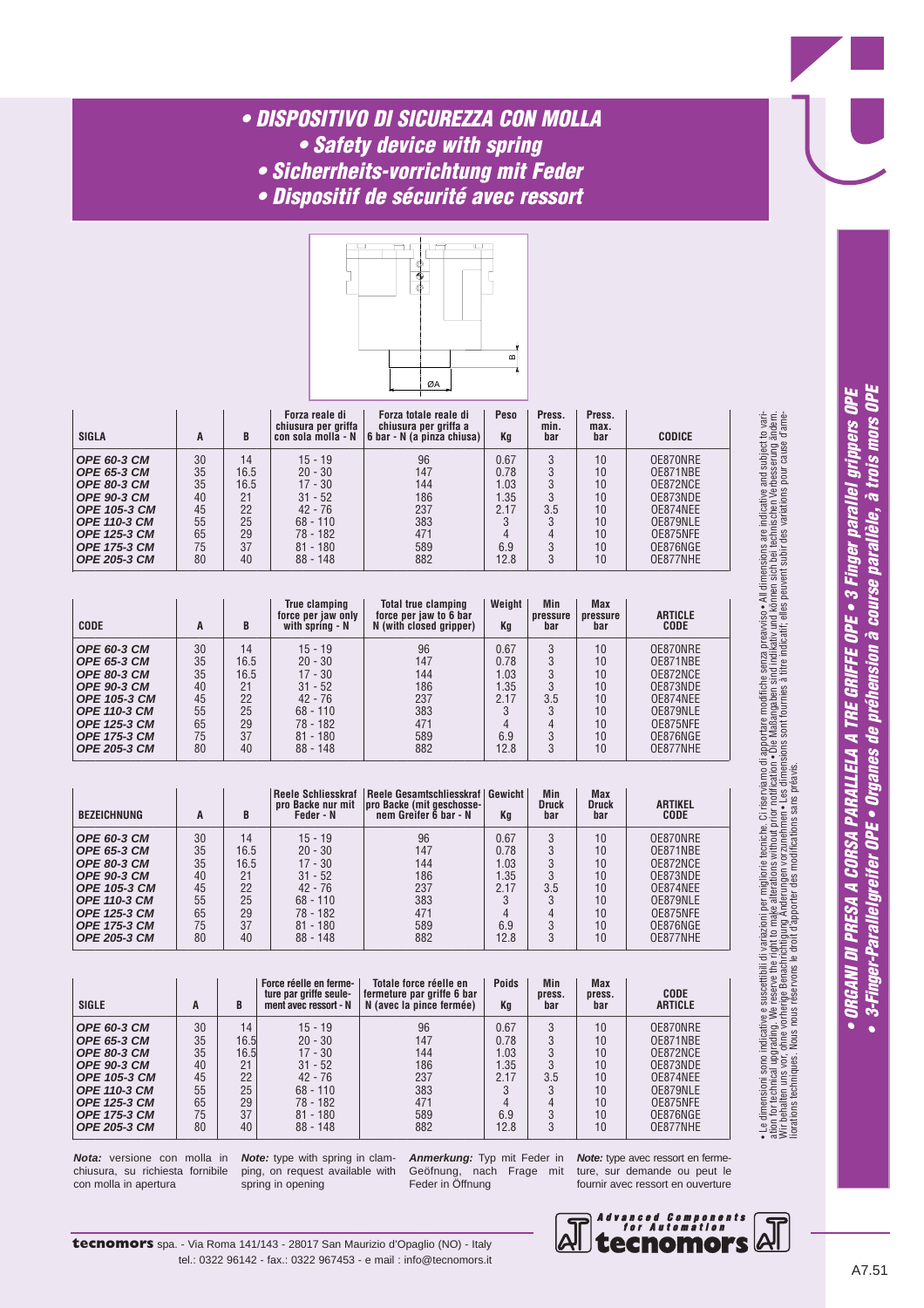# • DISPOSITIVO DI SICUREZZA CON MOLLA
## • Safety device with spring
## • Sicherrheits-vorrichtung mit Feder
## • Dispositif de sécurité avec ressort

| SIGLA | A | B | Forza reale di chiusura per griffa con sola molla - N | Forza totale reale di chiusura per griffa a 6 bar - N (a pinza chiusa) | Peso Kg | Press. min. bar | Press. max. bar | CODICE |
|---|---|---|---|---|---|---|---|---|
| OPE 60-3 CM | 30 | 14 | 15 - 19 | 96 | 0.67 | 3 | 10 | OE870NRE |
| OPE 65-3 CM | 35 | 16.5 | 20 - 30 | 147 | 0.78 | 3 | 10 | OE871NBE |
| OPE 80-3 CM | 35 | 16.5 | 17 - 30 | 144 | 1.03 | 3 | 10 | OE872NCE |
| OPE 90-3 CM | 40 | 21 | 31 - 52 | 186 | 1.35 | 3 | 10 | OE873NDE |
| OPE 105-3 CM | 45 | 22 | 42 - 76 | 237 | 2.17 | 3.5 | 10 | OE874NEE |
| OPE 110-3 CM | 55 | 25 | 68 - 110 | 383 | 3 | 3 | 10 | OE879NLE |
| OPE 125-3 CM | 65 | 29 | 78 - 182 | 471 | 4 | 4 | 10 | OE875NFE |
| OPE 175-3 CM | 75 | 37 | 81 - 180 | 589 | 6.9 | 3 | 10 | OE876NGE |
| OPE 205-3 CM | 80 | 40 | 88 - 148 | 882 | 12.8 | 3 | 10 | OE877NHE |

| CODE | A | B | True clamping force per jaw only with spring - N | Total true clamping force per jaw to 6 bar N (with closed gripper) | Weight Kg | Min pressure bar | Max pressure bar | ARTICLE CODE |
|---|---|---|---|---|---|---|---|---|
| OPE 60-3 CM | 30 | 14 | 15 - 19 | 96 | 0.67 | 3 | 10 | OE870NRE |
| OPE 65-3 CM | 35 | 16.5 | 20 - 30 | 147 | 0.78 | 3 | 10 | OE871NBE |
| OPE 80-3 CM | 35 | 16.5 | 17 - 30 | 144 | 1.03 | 3 | 10 | OE872NCE |
| OPE 90-3 CM | 40 | 21 | 31 - 52 | 186 | 1.35 | 3 | 10 | OE873NDE |
| OPE 105-3 CM | 45 | 22 | 42 - 76 | 237 | 2.17 | 3.5 | 10 | OE874NEE |
| OPE 110-3 CM | 55 | 25 | 68 - 110 | 383 | 3 | 3 | 10 | OE879NLE |
| OPE 125-3 CM | 65 | 29 | 78 - 182 | 471 | 4 | 4 | 10 | OE875NFE |
| OPE 175-3 CM | 75 | 37 | 81 - 180 | 589 | 6.9 | 3 | 10 | OE876NGE |
| OPE 205-3 CM | 80 | 40 | 88 - 148 | 882 | 12.8 | 3 | 10 | OE877NHE |

| BEZEICHNUNG | A | B | Reele Schliesskraf pro Backe nur mit Feder - N | Reele Gesamtschliesskraf pro Backe (mit geschossenem Greifer 6 bar - N | Gewicht Kg | Min Druck bar | Max Druck bar | ARTIKEL CODE |
|---|---|---|---|---|---|---|---|---|
| OPE 60-3 CM | 30 | 14 | 15 - 19 | 96 | 0.67 | 3 | 10 | OE870NRE |
| OPE 65-3 CM | 35 | 16.5 | 20 - 30 | 147 | 0.78 | 3 | 10 | OE871NBE |
| OPE 80-3 CM | 35 | 16.5 | 17 - 30 | 144 | 1.03 | 3 | 10 | OE872NCE |
| OPE 90-3 CM | 40 | 21 | 31 - 52 | 186 | 1.35 | 3 | 10 | OE873NDE |
| OPE 105-3 CM | 45 | 22 | 42 - 76 | 237 | 2.17 | 3.5 | 10 | OE874NEE |
| OPE 110-3 CM | 55 | 25 | 68 - 110 | 383 | 3 | 3 | 10 | OE879NLE |
| OPE 125-3 CM | 65 | 29 | 78 - 182 | 471 | 4 | 4 | 10 | OE875NFE |
| OPE 175-3 CM | 75 | 37 | 81 - 180 | 589 | 6.9 | 3 | 10 | OE876NGE |
| OPE 205-3 CM | 80 | 40 | 88 - 148 | 882 | 12.8 | 3 | 10 | OE877NHE |

| SIGLE | A | B | Force réelle en fermeture par griffe seulement avec ressort - N | Totale force réelle en fermeture par griffe 6 bar N (avec la pince fermée) | Poids Kg | Min press. bar | Max press. bar | CODE ARTICLE |
|---|---|---|---|---|---|---|---|---|
| OPE 60-3 CM | 30 | 14 | 15 - 19 | 96 | 0.67 | 3 | 10 | OE870NRE |
| OPE 65-3 CM | 35 | 16.5 | 20 - 30 | 147 | 0.78 | 3 | 10 | OE871NBE |
| OPE 80-3 CM | 35 | 16.5 | 17 - 30 | 144 | 1.03 | 3 | 10 | OE872NCE |
| OPE 90-3 CM | 40 | 21 | 31 - 52 | 186 | 1.35 | 3 | 10 | OE873NDE |
| OPE 105-3 CM | 45 | 22 | 42 - 76 | 237 | 2.17 | 3.5 | 10 | OE874NEE |
| OPE 110-3 CM | 55 | 25 | 68 - 110 | 383 | 3 | 3 | 10 | OE879NLE |
| OPE 125-3 CM | 65 | 29 | 78 - 182 | 471 | 4 | 4 | 10 | OE875NFE |
| OPE 175-3 CM | 75 | 37 | 81 - 180 | 589 | 6.9 | 3 | 10 | OE876NGE |
| OPE 205-3 CM | 80 | 40 | 88 - 148 | 882 | 12.8 | 3 | 10 | OE877NHE |

*Nota:* versione con molla in chiusura, su richiesta fornibile con molla in apertura

*Note:* type with spring in clamping, on request available with spring in opening

*Anmerkung:* Typ mit Feder in Geöfnung, nach Frage mit Feder in Öffnung

*Note:* type avec ressort en fermeture, sur demande ou peut le fournir avec ressort en ouverture

• Le dimensioni sono indicative e suscettibili di variazioni per migliorie tecniche. Ci riserviamo di apportare modifiche senza preavviso • All dimensions are indicative and subject to variation for technical upgrading. We reserve the right to make alterations without prior notification • Die Maßangaben sind indikativ und können sich bei technischen Verbesserung ändern. Wir behalten uns vor, ohne vorherige Benachrichtigung Änderungen vorzunehmen • Les dimensions sont fournies à titre indicatif; elles peuvent subir des variations pour cause d'améliorations techniques. Nous nous réservons le droit d'apporter des modifications sans préavis.

**• ORGANI DI PRESA A CORSA PARALLELA A TRE GRIFFE OPE • 3 Finger parallel grippers OPE**
**• 3-Finger-Parallelgreifer OPE • Organes de préhension à course parallèle, à trois mors OPE**

**tecnomors** spa. - Via Roma 141/143 - 28017 San Maurizio d'Opaglio (NO) - Italy
tel.: 0322 96142 - fax.: 0322 967453 - e mail : info@tecnomors.it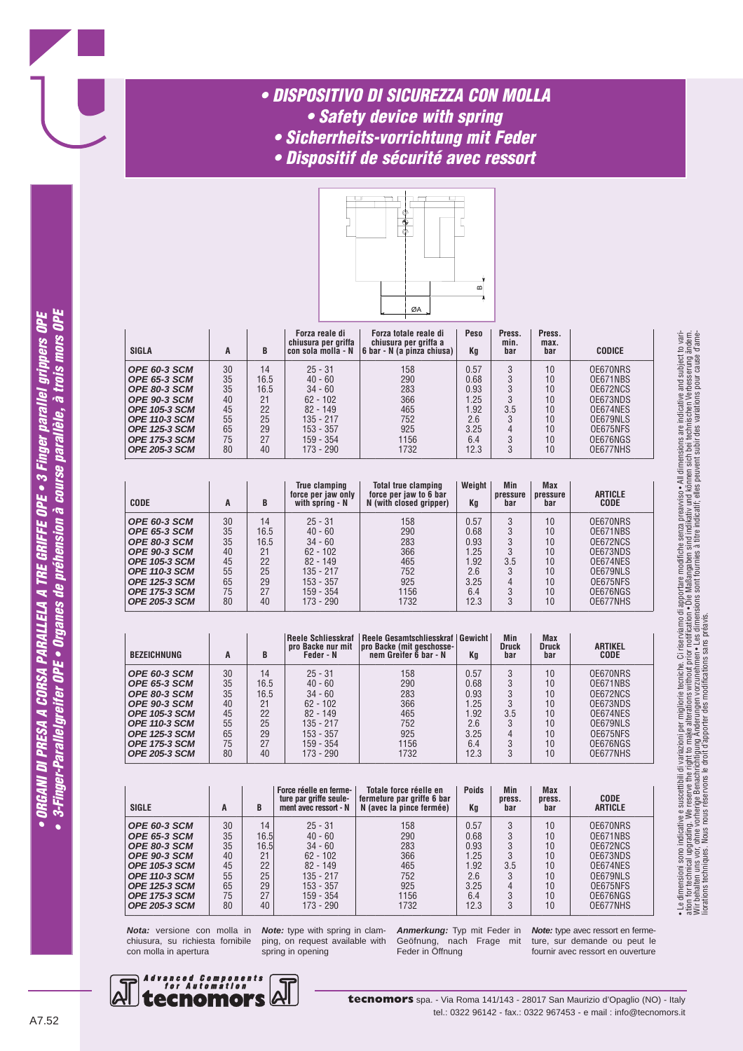# • DISPOSITIVO DI SICUREZZA CON MOLLA

## • Safety device with spring

## • Sicherrheits-vorrichtung mit Feder

## • Dispositif de sécurité avec ressort

| SIGLA | A | B | Forza reale di chiusura per griffa con sola molla - N | Forza totale reale di chiusura per griffa a 6 bar - N (a pinza chiusa) | Peso Kg | Press. min. bar | Press. max. bar | CODICE |
|---|---|---|---|---|---|---|---|---|
| OPE 60-3 SCM | 30 | 14 | 25 - 31 | 158 | 0.57 | 3 | 10 | OE670NRS |
| OPE 65-3 SCM | 35 | 16.5 | 40 - 60 | 290 | 0.68 | 3 | 10 | OE671NBS |
| OPE 80-3 SCM | 35 | 16.5 | 34 - 60 | 283 | 0.93 | 3 | 10 | OE672NCS |
| OPE 90-3 SCM | 40 | 21 | 62 - 102 | 366 | 1.25 | 3 | 10 | OE673NDS |
| OPE 105-3 SCM | 45 | 22 | 82 - 149 | 465 | 1.92 | 3.5 | 10 | OE674NES |
| OPE 110-3 SCM | 55 | 25 | 135 - 217 | 752 | 2.6 | 3 | 10 | OE679NLS |
| OPE 125-3 SCM | 65 | 29 | 153 - 357 | 925 | 3.25 | 4 | 10 | OE675NFS |
| OPE 175-3 SCM | 75 | 27 | 159 - 354 | 1156 | 6.4 | 3 | 10 | OE676NGS |
| OPE 205-3 SCM | 80 | 40 | 173 - 290 | 1732 | 12.3 | 3 | 10 | OE677NHS |

| CODE | A | B | True clamping force per jaw only with spring - N | Total true clamping force per jaw to 6 bar N (with closed gripper) | Weight Kg | Min pressure bar | Max pressure bar | ARTICLE CODE |
|---|---|---|---|---|---|---|---|---|
| OPE 60-3 SCM | 30 | 14 | 25 - 31 | 158 | 0.57 | 3 | 10 | OE670NRS |
| OPE 65-3 SCM | 35 | 16.5 | 40 - 60 | 290 | 0.68 | 3 | 10 | OE671NBS |
| OPE 80-3 SCM | 35 | 16.5 | 34 - 60 | 283 | 0.93 | 3 | 10 | OE672NCS |
| OPE 90-3 SCM | 40 | 21 | 62 - 102 | 366 | 1.25 | 3 | 10 | OE673NDS |
| OPE 105-3 SCM | 45 | 22 | 82 - 149 | 465 | 1.92 | 3.5 | 10 | OE674NES |
| OPE 110-3 SCM | 55 | 25 | 135 - 217 | 752 | 2.6 | 3 | 10 | OE679NLS |
| OPE 125-3 SCM | 65 | 29 | 153 - 357 | 925 | 3.25 | 4 | 10 | OE675NFS |
| OPE 175-3 SCM | 75 | 27 | 159 - 354 | 1156 | 6.4 | 3 | 10 | OE676NGS |
| OPE 205-3 SCM | 80 | 40 | 173 - 290 | 1732 | 12.3 | 3 | 10 | OE677NHS |

| BEZEICHNUNG | A | B | Reele Schliesskraf pro Backe nur mit Feder - N | Reele Gesamtschliesskraf pro Backe (mit geschosse-nem Greifer 6 bar - N | Gewicht Kg | Min Druck bar | Max Druck bar | ARTIKEL CODE |
|---|---|---|---|---|---|---|---|---|
| OPE 60-3 SCM | 30 | 14 | 25 - 31 | 158 | 0.57 | 3 | 10 | OE670NRS |
| OPE 65-3 SCM | 35 | 16.5 | 40 - 60 | 290 | 0.68 | 3 | 10 | OE671NBS |
| OPE 80-3 SCM | 35 | 16.5 | 34 - 60 | 283 | 0.93 | 3 | 10 | OE672NCS |
| OPE 90-3 SCM | 40 | 21 | 62 - 102 | 366 | 1.25 | 3 | 10 | OE673NDS |
| OPE 105-3 SCM | 45 | 22 | 82 - 149 | 465 | 1.92 | 3.5 | 10 | OE674NES |
| OPE 110-3 SCM | 55 | 25 | 135 - 217 | 752 | 2.6 | 3 | 10 | OE679NLS |
| OPE 125-3 SCM | 65 | 29 | 153 - 357 | 925 | 3.25 | 4 | 10 | OE675NFS |
| OPE 175-3 SCM | 75 | 27 | 159 - 354 | 1156 | 6.4 | 3 | 10 | OE676NGS |
| OPE 205-3 SCM | 80 | 40 | 173 - 290 | 1732 | 12.3 | 3 | 10 | OE677NHS |

| SIGLE | A | B | Force réelle en ferme-ture par griffe seule-ment avec ressort - N | Totale force réelle en fermeture par griffe 6 bar N (avec la pince fermée) | Poids Kg | Min press. bar | Max press. bar | CODE ARTICLE |
|---|---|---|---|---|---|---|---|---|
| OPE 60-3 SCM | 30 | 14 | 25 - 31 | 158 | 0.57 | 3 | 10 | OE670NRS |
| OPE 65-3 SCM | 35 | 16.5 | 40 - 60 | 290 | 0.68 | 3 | 10 | OE671NBS |
| OPE 80-3 SCM | 35 | 16.5 | 34 - 60 | 283 | 0.93 | 3 | 10 | OE672NCS |
| OPE 90-3 SCM | 40 | 21 | 62 - 102 | 366 | 1.25 | 3 | 10 | OE673NDS |
| OPE 105-3 SCM | 45 | 22 | 82 - 149 | 465 | 1.92 | 3.5 | 10 | OE674NES |
| OPE 110-3 SCM | 55 | 25 | 135 - 217 | 752 | 2.6 | 3 | 10 | OE679NLS |
| OPE 125-3 SCM | 65 | 29 | 153 - 357 | 925 | 3.25 | 4 | 10 | OE675NFS |
| OPE 175-3 SCM | 75 | 27 | 159 - 354 | 1156 | 6.4 | 3 | 10 | OE676NGS |
| OPE 205-3 SCM | 80 | 40 | 173 - 290 | 1732 | 12.3 | 3 | 10 | OE677NHS |

***Nota:*** versione con molla in chiusura, su richiesta fornibile con molla in apertura

***Note:*** type with spring in clamping, on request available with spring in opening

***Anmerkung:*** Typ mit Feder in Geöfnung, nach Frage mit Feder in Öffnung

***Note:*** type avec ressort en fermeture, sur demande ou peut le fournir avec ressort en ouverture

• Le dimensioni sono indicative e suscettibili di variazioni per migliorie tecniche. Ci riserviamo di apportare modifiche senza preavviso • All dimensions are indicative and subject to variation for technical upgrading. We reserve the right to make alterations without prior notification • Die Maßangaben sind indikativ und können sich bei technischen Verbesserung ändern. Wir behalten uns vor, ohne vorherige Benachrichtigung Änderungen vorzunehmen • Les dimensions sont fournies à titre indicatif; elles peuvent subir des variations pour cause d'améliorations techniques. Nous nous réservons le droit d'apporter des modifications sans préavis.

• ORGANI DI PRESA A CORSA PARALLELA A TRE GRIFFE OPE • 3 Finger parallel grippers OPE
• 3-Finger-Parallelgreifer OPE • Organes de préhension à course parallèle, à trois mors OPE

**tecnomors** spa. - Via Roma 141/143 - 28017 San Maurizio d'Opaglio (NO) - Italy
tel.: 0322 96142 - fax.: 0322 967453 - e mail : info@tecnomors.it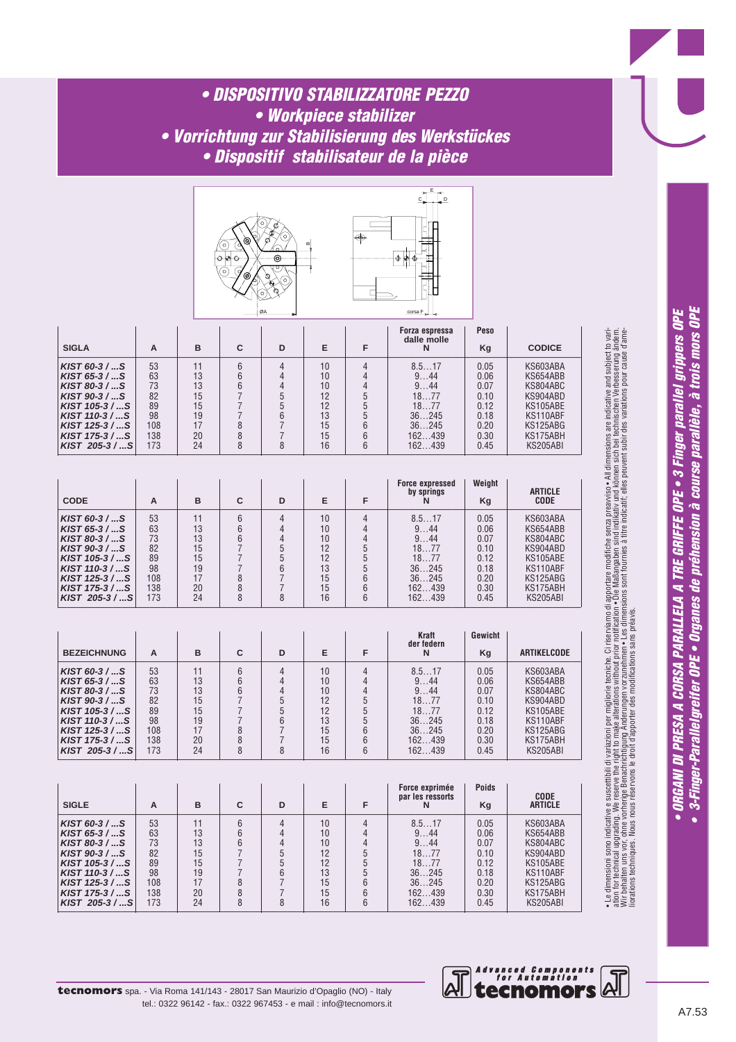# • DISPOSITIVO STABILIZZATORE PEZZO
# • Workpiece stabilizer
# • Vorrichtung zur Stabilisierung des Werkstückes
# • Dispositif stabilisateur de la pièce

| SIGLA | A | B | C | D | E | F | Forza espressa dalle molle N | Peso Kg | CODICE |
|---|---|---|---|---|---|---|---|---|---|
| KIST 60-3 / ...S | 53 | 11 | 6 | 4 | 10 | 4 | 8.5…17 | 0.05 | KS603ABA |
| KIST 65-3 / ...S | 63 | 13 | 6 | 4 | 10 | 4 | 9…44 | 0.06 | KS654ABB |
| KIST 80-3 / ...S | 73 | 13 | 6 | 4 | 10 | 4 | 9…44 | 0.07 | KS804ABC |
| KIST 90-3 / ...S | 82 | 15 | 7 | 5 | 12 | 5 | 18…77 | 0.10 | KS904ABD |
| KIST 105-3 / ...S | 89 | 15 | 7 | 5 | 12 | 5 | 18…77 | 0.12 | KS105ABE |
| KIST 110-3 / ...S | 98 | 19 | 7 | 6 | 13 | 5 | 36…245 | 0.18 | KS110ABF |
| KIST 125-3 / ...S | 108 | 17 | 8 | 7 | 15 | 6 | 36…245 | 0.20 | KS125ABG |
| KIST 175-3 / ...S | 138 | 20 | 8 | 7 | 15 | 6 | 162…439 | 0.30 | KS175ABH |
| KIST 205-3 / ...S | 173 | 24 | 8 | 8 | 16 | 6 | 162…439 | 0.45 | KS205ABI |

| CODE | A | B | C | D | E | F | Force expressed by springs N | Weight Kg | ARTICLE CODE |
|---|---|---|---|---|---|---|---|---|---|
| KIST 60-3 / ...S | 53 | 11 | 6 | 4 | 10 | 4 | 8.5…17 | 0.05 | KS603ABA |
| KIST 65-3 / ...S | 63 | 13 | 6 | 4 | 10 | 4 | 9…44 | 0.06 | KS654ABB |
| KIST 80-3 / ...S | 73 | 13 | 6 | 4 | 10 | 4 | 9…44 | 0.07 | KS804ABC |
| KIST 90-3 / ...S | 82 | 15 | 7 | 5 | 12 | 5 | 18…77 | 0.10 | KS904ABD |
| KIST 105-3 / ...S | 89 | 15 | 7 | 5 | 12 | 5 | 18…77 | 0.12 | KS105ABE |
| KIST 110-3 / ...S | 98 | 19 | 7 | 6 | 13 | 5 | 36…245 | 0.18 | KS110ABF |
| KIST 125-3 / ...S | 108 | 17 | 8 | 7 | 15 | 6 | 36…245 | 0.20 | KS125ABG |
| KIST 175-3 / ...S | 138 | 20 | 8 | 7 | 15 | 6 | 162…439 | 0.30 | KS175ABH |
| KIST 205-3 / ...S | 173 | 24 | 8 | 8 | 16 | 6 | 162…439 | 0.45 | KS205ABI |

| BEZEICHNUNG | A | B | C | D | E | F | Kraft der federn N | Gewicht Kg | ARTIKELCODE |
|---|---|---|---|---|---|---|---|---|---|
| KIST 60-3 / ...S | 53 | 11 | 6 | 4 | 10 | 4 | 8.5…17 | 0.05 | KS603ABA |
| KIST 65-3 / ...S | 63 | 13 | 6 | 4 | 10 | 4 | 9…44 | 0.06 | KS654ABB |
| KIST 80-3 / ...S | 73 | 13 | 6 | 4 | 10 | 4 | 9…44 | 0.07 | KS804ABC |
| KIST 90-3 / ...S | 82 | 15 | 7 | 5 | 12 | 5 | 18…77 | 0.10 | KS904ABD |
| KIST 105-3 / ...S | 89 | 15 | 7 | 5 | 12 | 5 | 18…77 | 0.12 | KS105ABE |
| KIST 110-3 / ...S | 98 | 19 | 7 | 6 | 13 | 5 | 36…245 | 0.18 | KS110ABF |
| KIST 125-3 / ...S | 108 | 17 | 8 | 7 | 15 | 6 | 36…245 | 0.20 | KS125ABG |
| KIST 175-3 / ...S | 138 | 20 | 8 | 7 | 15 | 6 | 162…439 | 0.30 | KS175ABH |
| KIST 205-3 / ...S | 173 | 24 | 8 | 8 | 16 | 6 | 162…439 | 0.45 | KS205ABI |

| SIGLE | A | B | C | D | E | F | Force exprimée par les ressorts N | Poids Kg | CODE ARTICLE |
|---|---|---|---|---|---|---|---|---|---|
| KIST 60-3 / ...S | 53 | 11 | 6 | 4 | 10 | 4 | 8.5…17 | 0.05 | KS603ABA |
| KIST 65-3 / ...S | 63 | 13 | 6 | 4 | 10 | 4 | 9…44 | 0.06 | KS654ABB |
| KIST 80-3 / ...S | 73 | 13 | 6 | 4 | 10 | 4 | 9…44 | 0.07 | KS804ABC |
| KIST 90-3 / ...S | 82 | 15 | 7 | 5 | 12 | 5 | 18…77 | 0.10 | KS904ABD |
| KIST 105-3 / ...S | 89 | 15 | 7 | 5 | 12 | 5 | 18…77 | 0.12 | KS105ABE |
| KIST 110-3 / ...S | 98 | 19 | 7 | 6 | 13 | 5 | 36…245 | 0.18 | KS110ABF |
| KIST 125-3 / ...S | 108 | 17 | 8 | 7 | 15 | 6 | 36…245 | 0.20 | KS125ABG |
| KIST 175-3 / ...S | 138 | 20 | 8 | 7 | 15 | 6 | 162…439 | 0.30 | KS175ABH |
| KIST 205-3 / ...S | 173 | 24 | 8 | 8 | 16 | 6 | 162…439 | 0.45 | KS205ABI |

• Le dimensioni sono indicative e suscettibili di variazioni per migliorie tecniche. Ci riserviamo di apportare modifiche senza preavviso • All dimensions are indicative and subject to variation for technical upgrading. We reserve the right to make alterations without prior notification • Die Maßangaben sind indikativ und können sich bei technischen Verbesserung ändern. Wir behalten uns vor, ohne vorherige Benachrichtigung Änderungen vorzunehmen • Les dimensions sont fournies à titre indicatif; elles peuvent subir des variations pour cause d'améliorations techniques. Nous nous réservons le droit d'apporter des modifications sans préavis.

• ORGANI DI PRESA A CORSA PARALLELA A TRE GRIFFE OPE • 3 Finger parallel grippers OPE
• 3-Finger-Parallelgreifer OPE • Organes de préhension à course parallèle, à trois mors OPE

**tecnomors** spa. - Via Roma 141/143 - 28017 San Maurizio d'Opaglio (NO) - Italy
tel.: 0322 96142 - fax.: 0322 967453 - e mail : info@tecnomors.it

Advanced Components for Automation tecnomors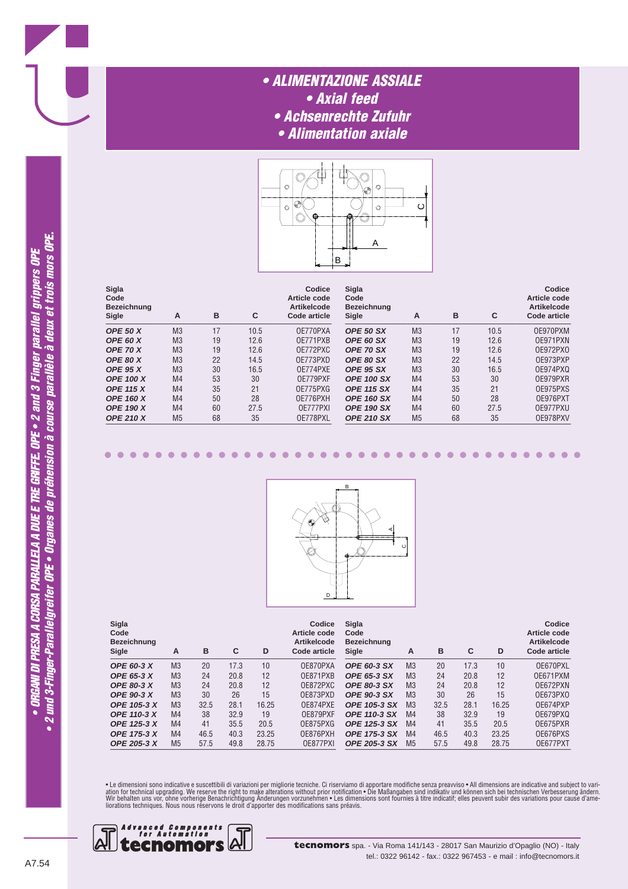# • ALIMENTAZIONE ASSIALE
## • Axial feed
## • Achsenrechte Zufuhr
## • Alimentation axiale

| Sigla Code Bezeichnung Sigle | A | B | C | Codice Article code Artikelcode Code article | Sigla Code Bezeichnung Sigle | A | B | C | Codice Article code Artikelcode Code article |
|---|---|---|---|---|---|---|---|---|---|
| ***OPE 50 X*** | M3 | 17 | 10.5 | OE770PXA | ***OPE 50 SX*** | M3 | 17 | 10.5 | OE970PXM |
| ***OPE 60 X*** | M3 | 19 | 12.6 | OE771PXB | ***OPE 60 SX*** | M3 | 19 | 12.6 | OE971PXN |
| ***OPE 70 X*** | M3 | 19 | 12.6 | OE772PXC | ***OPE 70 SX*** | M3 | 19 | 12.6 | OE972PXO |
| ***OPE 80 X*** | M3 | 22 | 14.5 | OE773PXD | ***OPE 80 SX*** | M3 | 22 | 14.5 | OE973PXP |
| ***OPE 95 X*** | M3 | 30 | 16.5 | OE774PXE | ***OPE 95 SX*** | M3 | 30 | 16.5 | OE974PXQ |
| ***OPE 100 X*** | M4 | 53 | 30 | OE779PXF | ***OPE 100 SX*** | M4 | 53 | 30 | OE979PXR |
| ***OPE 115 X*** | M4 | 35 | 21 | OE775PXG | ***OPE 115 SX*** | M4 | 35 | 21 | OE975PXS |
| ***OPE 160 X*** | M4 | 50 | 28 | OE776PXH | ***OPE 160 SX*** | M4 | 50 | 28 | OE976PXT |
| ***OPE 190 X*** | M4 | 60 | 27.5 | OE777PXI | ***OPE 190 SX*** | M4 | 60 | 27.5 | OE977PXU |
| ***OPE 210 X*** | M5 | 68 | 35 | OE778PXL | ***OPE 210 SX*** | M5 | 68 | 35 | OE978PXV |

| Sigla Code Bezeichnung Sigle | A | B | C | D | Codice Article code Artikelcode Code article | Sigla Code Bezeichnung Sigle | A | B | C | D | Codice Article code Artikelcode Code article |
|---|---|---|---|---|---|---|---|---|---|---|---|
| ***OPE 60-3 X*** | M3 | 20 | 17.3 | 10 | OE870PXA | ***OPE 60-3 SX*** | M3 | 20 | 17.3 | 10 | OE670PXL |
| ***OPE 65-3 X*** | M3 | 24 | 20.8 | 12 | OE871PXB | ***OPE 65-3 SX*** | M3 | 24 | 20.8 | 12 | OE671PXM |
| ***OPE 80-3 X*** | M3 | 24 | 20.8 | 12 | OE872PXC | ***OPE 80-3 SX*** | M3 | 24 | 20.8 | 12 | OE672PXN |
| ***OPE 90-3 X*** | M3 | 30 | 26 | 15 | OE873PXD | ***OPE 90-3 SX*** | M3 | 30 | 26 | 15 | OE673PXO |
| ***OPE 105-3 X*** | M3 | 32.5 | 28.1 | 16.25 | OE874PXE | ***OPE 105-3 SX*** | M3 | 32.5 | 28.1 | 16.25 | OE674PXP |
| ***OPE 110-3 X*** | M4 | 38 | 32.9 | 19 | OE879PXF | ***OPE 110-3 SX*** | M4 | 38 | 32.9 | 19 | OE679PXQ |
| ***OPE 125-3 X*** | M4 | 41 | 35.5 | 20.5 | OE875PXG | ***OPE 125-3 SX*** | M4 | 41 | 35.5 | 20.5 | OE675PXR |
| ***OPE 175-3 X*** | M4 | 46.5 | 40.3 | 23.25 | OE876PXH | ***OPE 175-3 SX*** | M4 | 46.5 | 40.3 | 23.25 | OE676PXS |
| ***OPE 205-3 X*** | M5 | 57.5 | 49.8 | 28.75 | OE877PXI | ***OPE 205-3 SX*** | M5 | 57.5 | 49.8 | 28.75 | OE677PXT |

• Le dimensioni sono indicative e suscettibili di variazioni per migliorie tecniche. Ci riserviamo di apportare modifiche senza preavviso • All dimensions are indicative and subject to variation for technical upgrading. We reserve the right to make alterations without prior notification • Die Maßangaben sind indikativ und können sich bei technischen Verbesserung ändern. Wir behalten uns vor, ohne vorherige Benachrichtigung Änderungen vorzunehmen • Les dimensions sont fournies à titre indicatif; elles peuvent subir des variations pour cause d'améliorations techniques. Nous nous réservons le droit d'apporter des modifications sans préavis.

**tecnomors** spa. - Via Roma 141/143 - 28017 San Maurizio d'Opaglio (NO) - Italy
tel.: 0322 96142 - fax.: 0322 967453 - e mail : info@tecnomors.it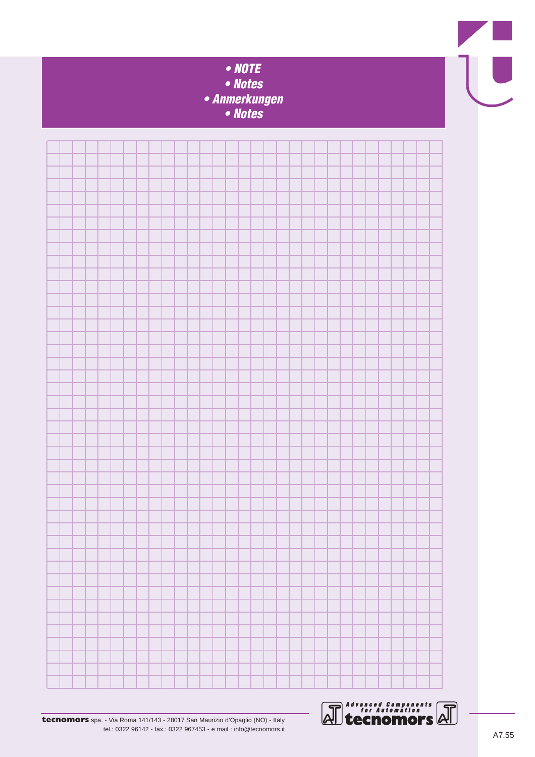# • NOTE
# • Notes
# • Anmerkungen
# • Notes

**tecnomors** spa. - Via Roma 141/143 - 28017 San Maurizio d'Opaglio (NO) - Italy
tel.: 0322 96142 - fax.: 0322 967453 - e mail : info@tecnomors.it

Advanced Components for Automation
tecnomors